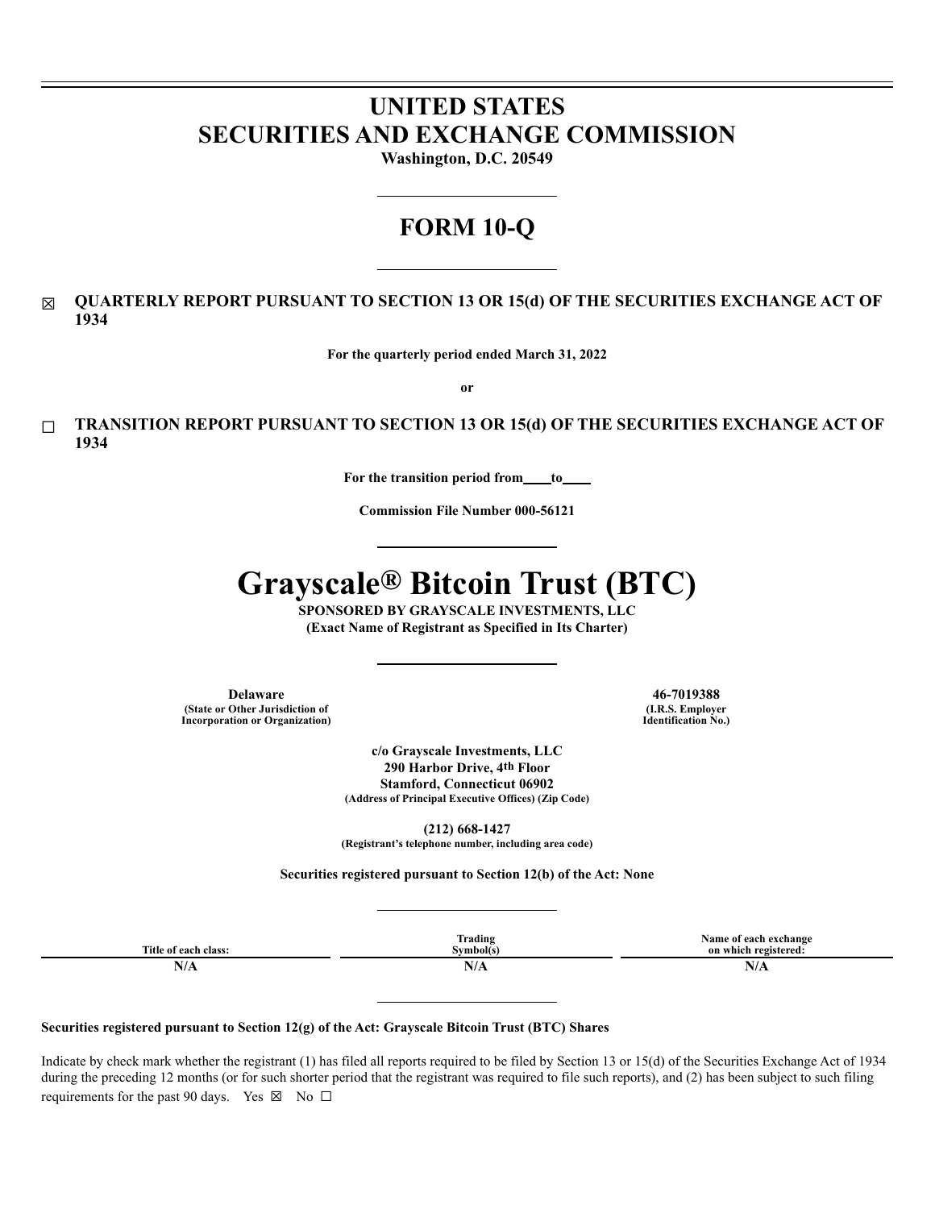# UNITED STATES
# SECURITIES AND EXCHANGE COMMISSION

**Washington, D.C. 20549**

# FORM 10-Q

☒ **QUARTERLY REPORT PURSUANT TO SECTION 13 OR 15(d) OF THE SECURITIES EXCHANGE ACT OF 1934**

**For the quarterly period ended March 31, 2022**

**or**

☐ **TRANSITION REPORT PURSUANT TO SECTION 13 OR 15(d) OF THE SECURITIES EXCHANGE ACT OF 1934**

**For the transition period from\_\_\_\_to\_\_\_\_**

**Commission File Number 000-56121**

# Grayscale® Bitcoin Trust (BTC)

**SPONSORED BY GRAYSCALE INVESTMENTS, LLC**
**(Exact Name of Registrant as Specified in Its Charter)**

| **Delaware** | **46-7019388** |
|---|---|
| **(State or Other Jurisdiction of Incorporation or Organization)** | **(I.R.S. Employer Identification No.)** |

**c/o Grayscale Investments, LLC**
**290 Harbor Drive, 4th Floor**
**Stamford, Connecticut 06902**
**(Address of Principal Executive Offices) (Zip Code)**

**(212) 668-1427**
**(Registrant's telephone number, including area code)**

**Securities registered pursuant to Section 12(b) of the Act: None**

| Title of each class: | Trading Symbol(s) | Name of each exchange on which registered: |
|---|---|---|
| N/A | N/A | N/A |

**Securities registered pursuant to Section 12(g) of the Act: Grayscale Bitcoin Trust (BTC) Shares**

Indicate by check mark whether the registrant (1) has filed all reports required to be filed by Section 13 or 15(d) of the Securities Exchange Act of 1934 during the preceding 12 months (or for such shorter period that the registrant was required to file such reports), and (2) has been subject to such filing requirements for the past 90 days. Yes ☒ No ☐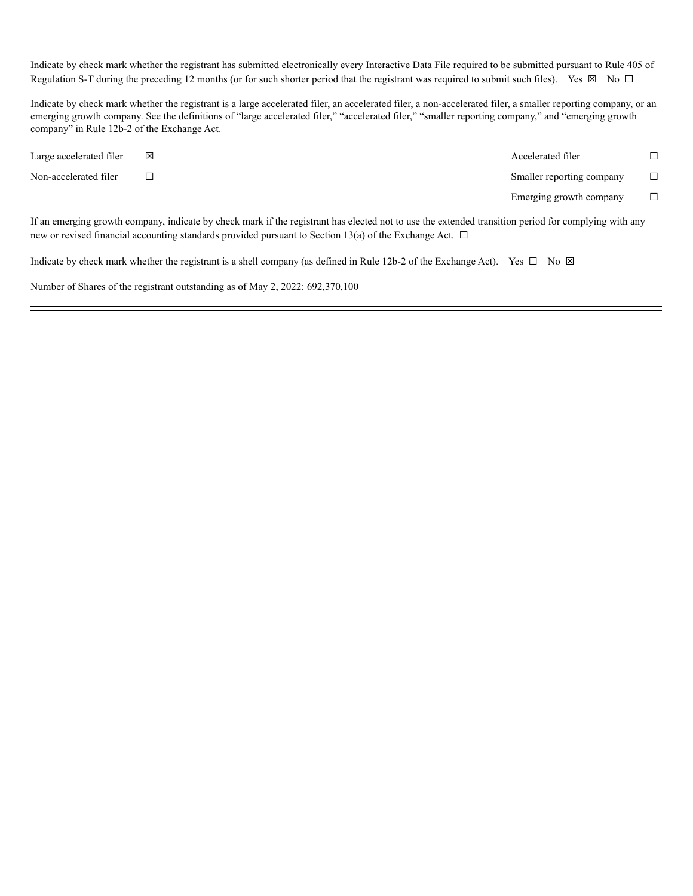Indicate by check mark whether the registrant has submitted electronically every Interactive Data File required to be submitted pursuant to Rule 405 of Regulation S-T during the preceding 12 months (or for such shorter period that the registrant was required to submit such files). Yes ☒ No ☐

Indicate by check mark whether the registrant is a large accelerated filer, an accelerated filer, a non-accelerated filer, a smaller reporting company, or an emerging growth company. See the definitions of "large accelerated filer," "accelerated filer," "smaller reporting company," and "emerging growth company" in Rule 12b-2 of the Exchange Act.

| | | | |
|---|---|---|---|
| Large accelerated filer | ☒ | Accelerated filer | ☐ |
| Non-accelerated filer | ☐ | Smaller reporting company | ☐ |
| | | Emerging growth company | ☐ |

If an emerging growth company, indicate by check mark if the registrant has elected not to use the extended transition period for complying with any new or revised financial accounting standards provided pursuant to Section 13(a) of the Exchange Act. ☐

Indicate by check mark whether the registrant is a shell company (as defined in Rule 12b-2 of the Exchange Act). Yes ☐ No ☒

Number of Shares of the registrant outstanding as of May 2, 2022: 692,370,100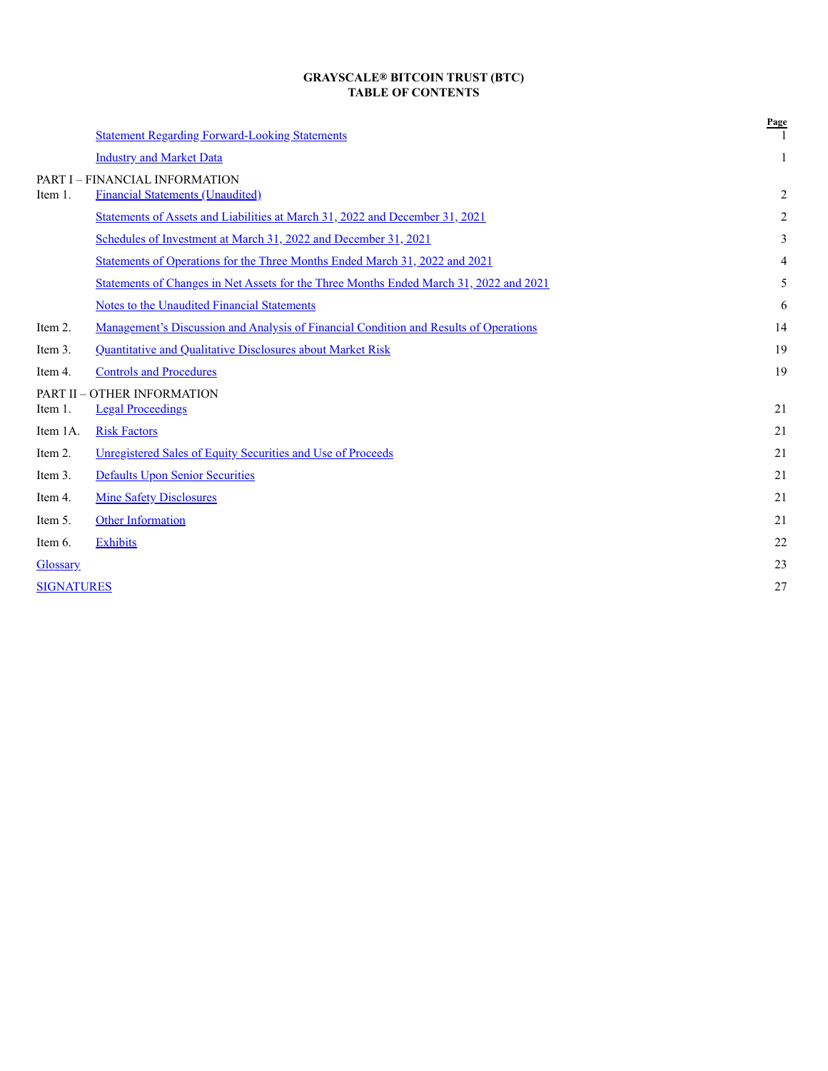**GRAYSCALE® BITCOIN TRUST (BTC)**
**TABLE OF CONTENTS**

| | | Page |
|---|---|---|
| | Statement Regarding Forward-Looking Statements | 1 |
| | Industry and Market Data | 1 |
| PART I – FINANCIAL INFORMATION | | |
| Item 1. | Financial Statements (Unaudited) | 2 |
| | Statements of Assets and Liabilities at March 31, 2022 and December 31, 2021 | 2 |
| | Schedules of Investment at March 31, 2022 and December 31, 2021 | 3 |
| | Statements of Operations for the Three Months Ended March 31, 2022 and 2021 | 4 |
| | Statements of Changes in Net Assets for the Three Months Ended March 31, 2022 and 2021 | 5 |
| | Notes to the Unaudited Financial Statements | 6 |
| Item 2. | Management's Discussion and Analysis of Financial Condition and Results of Operations | 14 |
| Item 3. | Quantitative and Qualitative Disclosures about Market Risk | 19 |
| Item 4. | Controls and Procedures | 19 |
| PART II – OTHER INFORMATION | | |
| Item 1. | Legal Proceedings | 21 |
| Item 1A. | Risk Factors | 21 |
| Item 2. | Unregistered Sales of Equity Securities and Use of Proceeds | 21 |
| Item 3. | Defaults Upon Senior Securities | 21 |
| Item 4. | Mine Safety Disclosures | 21 |
| Item 5. | Other Information | 21 |
| Item 6. | Exhibits | 22 |
| Glossary | | 23 |
| SIGNATURES | | 27 |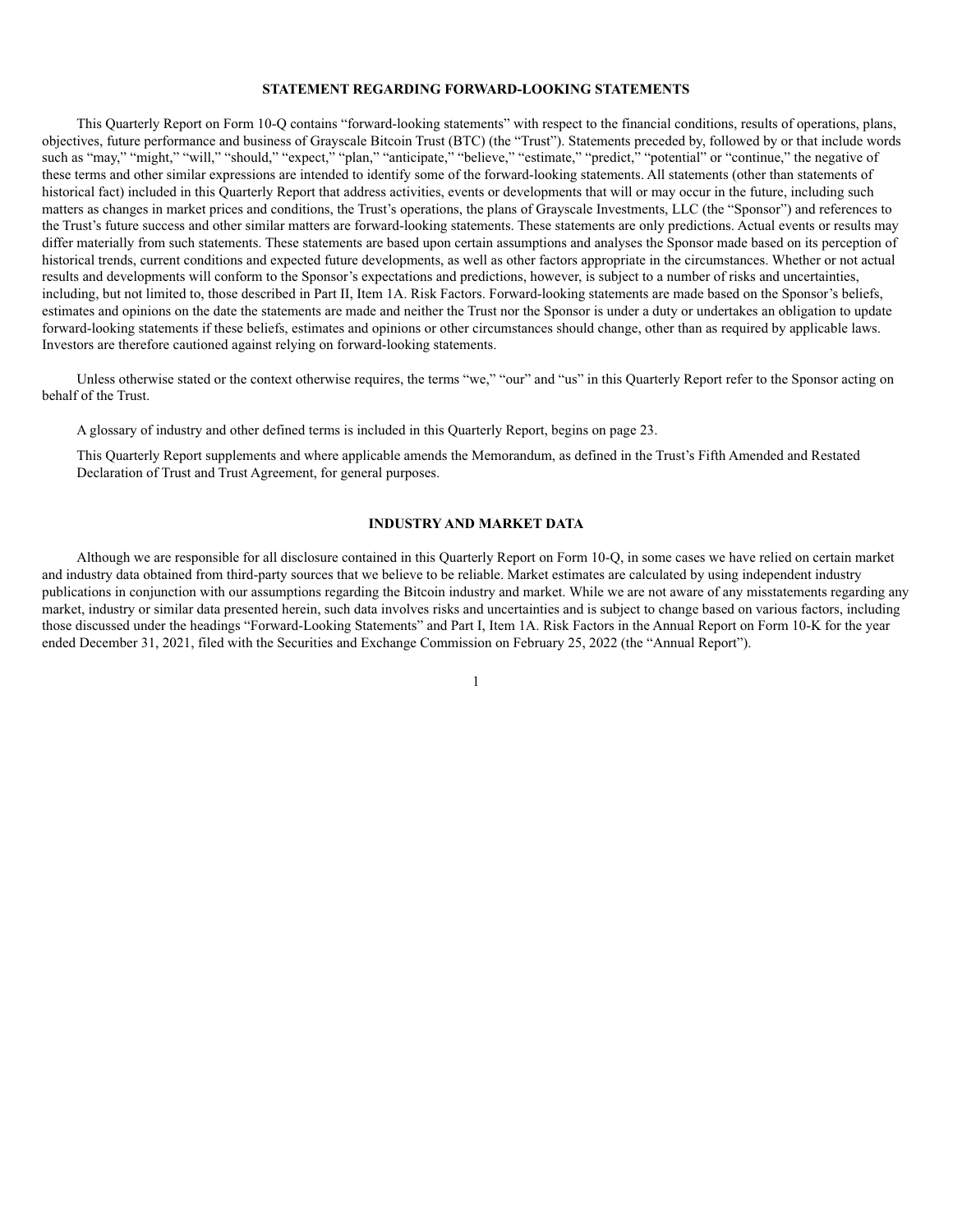## STATEMENT REGARDING FORWARD-LOOKING STATEMENTS

This Quarterly Report on Form 10-Q contains "forward-looking statements" with respect to the financial conditions, results of operations, plans, objectives, future performance and business of Grayscale Bitcoin Trust (BTC) (the "Trust"). Statements preceded by, followed by or that include words such as "may," "might," "will," "should," "expect," "plan," "anticipate," "believe," "estimate," "predict," "potential" or "continue," the negative of these terms and other similar expressions are intended to identify some of the forward-looking statements. All statements (other than statements of historical fact) included in this Quarterly Report that address activities, events or developments that will or may occur in the future, including such matters as changes in market prices and conditions, the Trust's operations, the plans of Grayscale Investments, LLC (the "Sponsor") and references to the Trust's future success and other similar matters are forward-looking statements. These statements are only predictions. Actual events or results may differ materially from such statements. These statements are based upon certain assumptions and analyses the Sponsor made based on its perception of historical trends, current conditions and expected future developments, as well as other factors appropriate in the circumstances. Whether or not actual results and developments will conform to the Sponsor's expectations and predictions, however, is subject to a number of risks and uncertainties, including, but not limited to, those described in Part II, Item 1A. Risk Factors. Forward-looking statements are made based on the Sponsor's beliefs, estimates and opinions on the date the statements are made and neither the Trust nor the Sponsor is under a duty or undertakes an obligation to update forward-looking statements if these beliefs, estimates and opinions or other circumstances should change, other than as required by applicable laws. Investors are therefore cautioned against relying on forward-looking statements.

Unless otherwise stated or the context otherwise requires, the terms "we," "our" and "us" in this Quarterly Report refer to the Sponsor acting on behalf of the Trust.

A glossary of industry and other defined terms is included in this Quarterly Report, begins on page 23.

This Quarterly Report supplements and where applicable amends the Memorandum, as defined in the Trust's Fifth Amended and Restated Declaration of Trust and Trust Agreement, for general purposes.

## INDUSTRY AND MARKET DATA

Although we are responsible for all disclosure contained in this Quarterly Report on Form 10-Q, in some cases we have relied on certain market and industry data obtained from third-party sources that we believe to be reliable. Market estimates are calculated by using independent industry publications in conjunction with our assumptions regarding the Bitcoin industry and market. While we are not aware of any misstatements regarding any market, industry or similar data presented herein, such data involves risks and uncertainties and is subject to change based on various factors, including those discussed under the headings "Forward-Looking Statements" and Part I, Item 1A. Risk Factors in the Annual Report on Form 10-K for the year ended December 31, 2021, filed with the Securities and Exchange Commission on February 25, 2022 (the "Annual Report").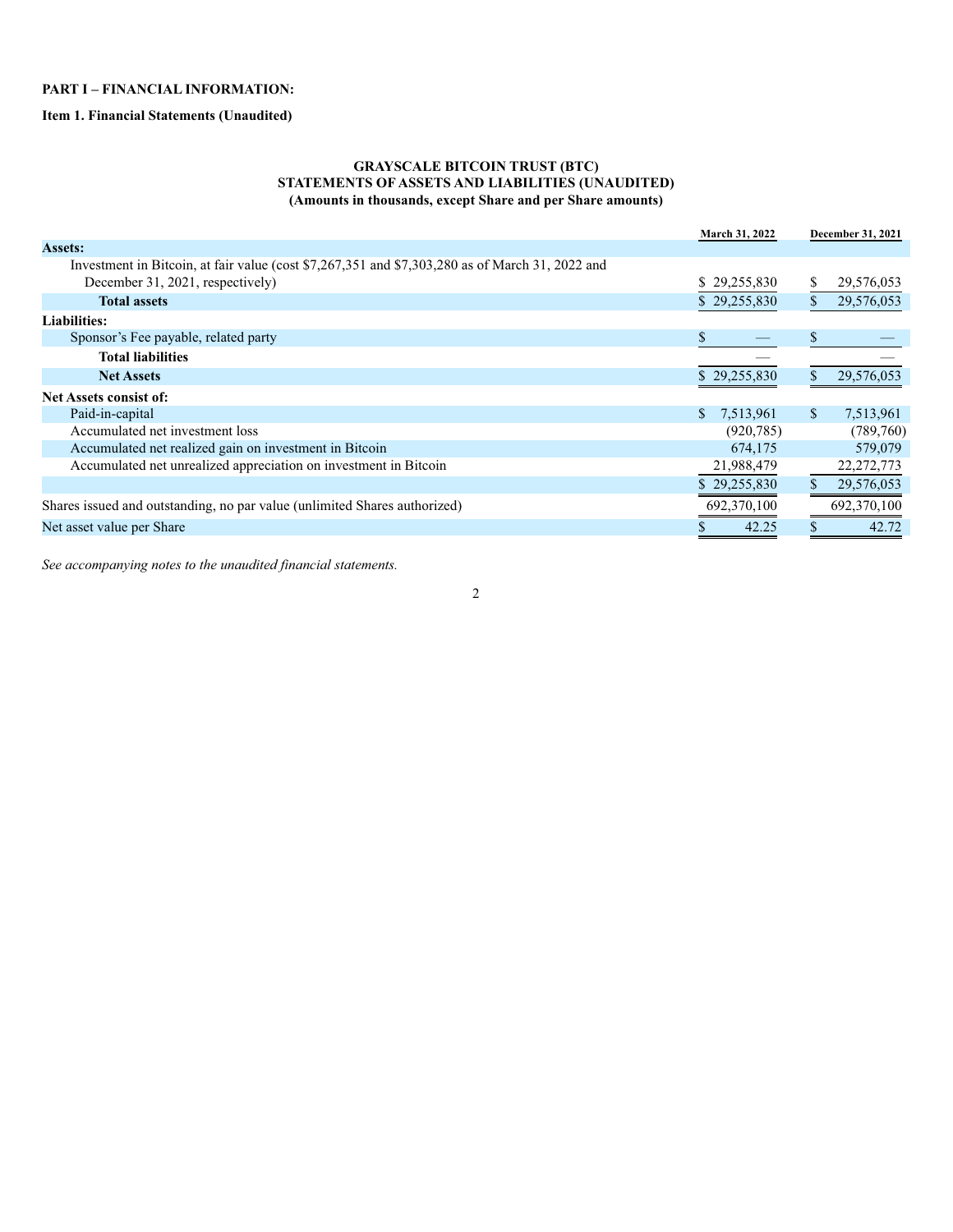**PART I – FINANCIAL INFORMATION:**

**Item 1. Financial Statements (Unaudited)**

**GRAYSCALE BITCOIN TRUST (BTC)**
**STATEMENTS OF ASSETS AND LIABILITIES (UNAUDITED)**
**(Amounts in thousands, except Share and per Share amounts)**

| | March 31, 2022 | December 31, 2021 |
|---|---|---|
| **Assets:** | | |
| Investment in Bitcoin, at fair value (cost $7,267,351 and $7,303,280 as of March 31, 2022 and December 31, 2021, respectively) | $ 29,255,830 | $ 29,576,053 |
| **Total assets** | $ 29,255,830 | $ 29,576,053 |
| **Liabilities:** | | |
| Sponsor's Fee payable, related party | $ — | $ — |
| **Total liabilities** | — | — |
| **Net Assets** | $ 29,255,830 | $ 29,576,053 |
| **Net Assets consist of:** | | |
| Paid-in-capital | $ 7,513,961 | $ 7,513,961 |
| Accumulated net investment loss | (920,785) | (789,760) |
| Accumulated net realized gain on investment in Bitcoin | 674,175 | 579,079 |
| Accumulated net unrealized appreciation on investment in Bitcoin | 21,988,479 | 22,272,773 |
| | $ 29,255,830 | $ 29,576,053 |
| Shares issued and outstanding, no par value (unlimited Shares authorized) | 692,370,100 | 692,370,100 |
| Net asset value per Share | $ 42.25 | $ 42.72 |

*See accompanying notes to the unaudited financial statements.*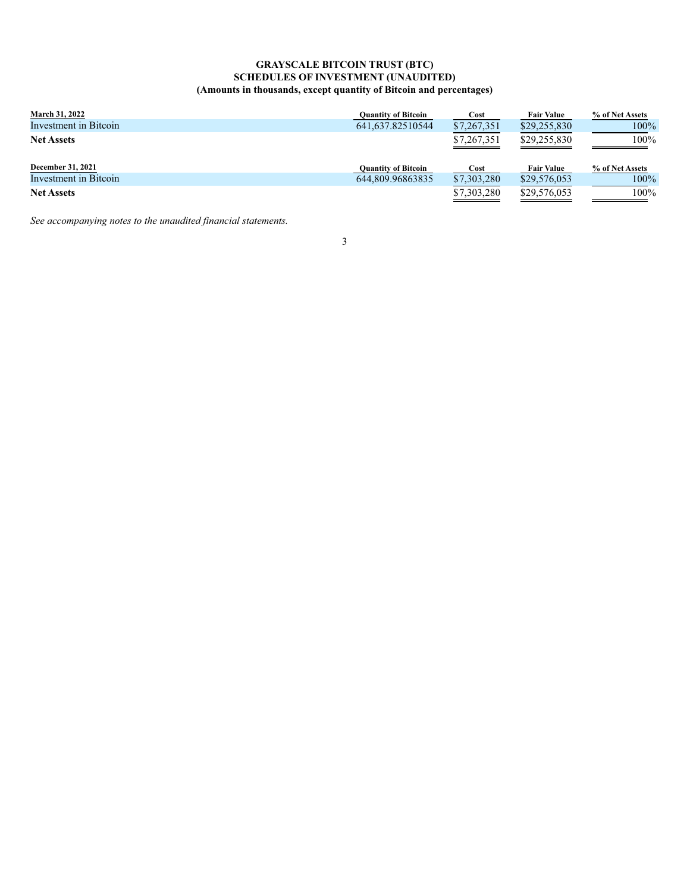**GRAYSCALE BITCOIN TRUST (BTC)**
**SCHEDULES OF INVESTMENT (UNAUDITED)**
**(Amounts in thousands, except quantity of Bitcoin and percentages)**

| March 31, 2022 | Quantity of Bitcoin | Cost | Fair Value | % of Net Assets |
|---|---|---|---|---|
| Investment in Bitcoin | 641,637.82510544 | $7,267,351 | $29,255,830 | 100% |
| **Net Assets** | | $7,267,351 | $29,255,830 | 100% |

| December 31, 2021 | Quantity of Bitcoin | Cost | Fair Value | % of Net Assets |
|---|---|---|---|---|
| Investment in Bitcoin | 644,809.96863835 | $7,303,280 | $29,576,053 | 100% |
| **Net Assets** | | $7,303,280 | $29,576,053 | 100% |

*See accompanying notes to the unaudited financial statements.*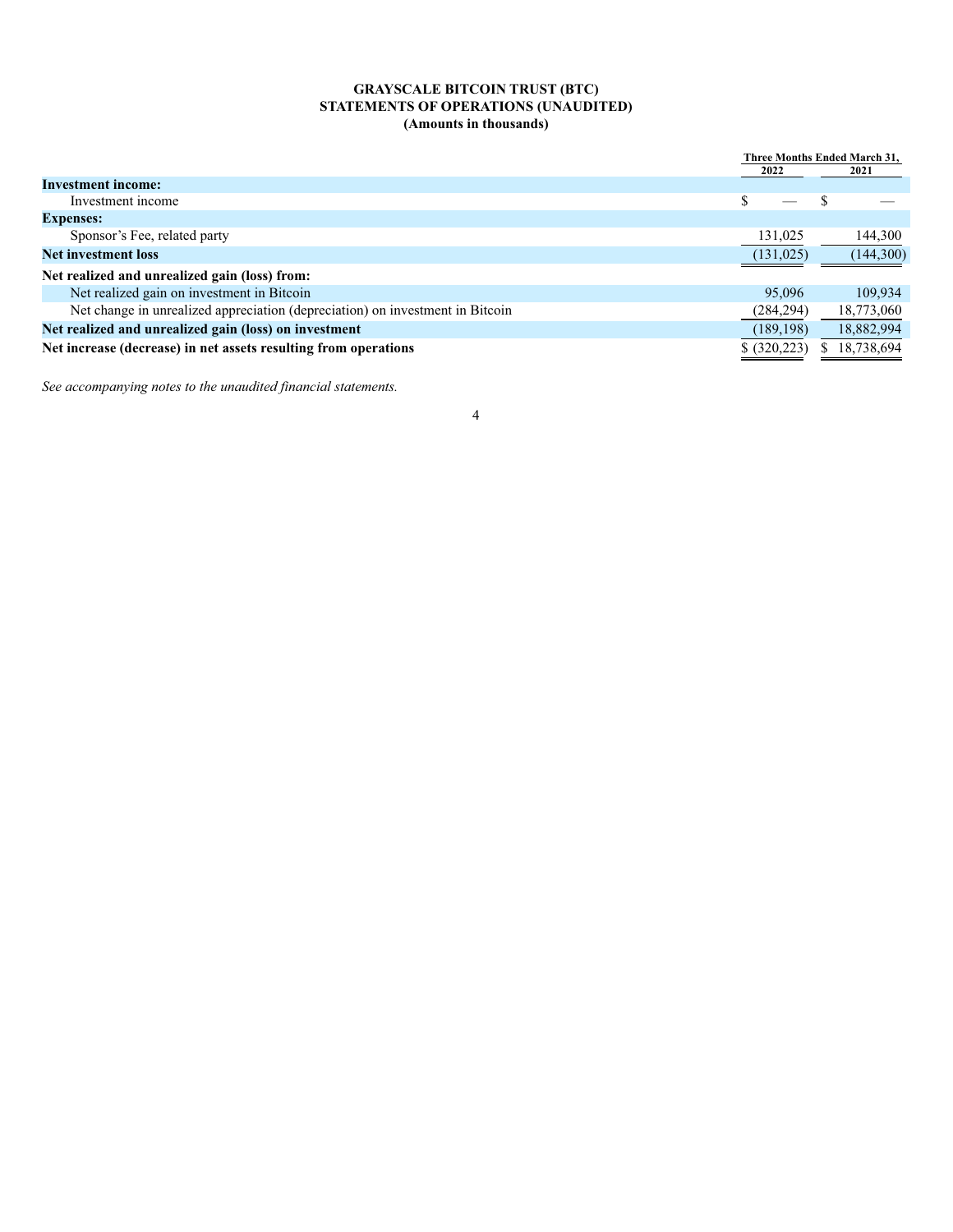**GRAYSCALE BITCOIN TRUST (BTC)**
**STATEMENTS OF OPERATIONS (UNAUDITED)**
**(Amounts in thousands)**

| | Three Months Ended March 31, | |
|---|---|---|
| | 2022 | 2021 |
| **Investment income:** | | |
| Investment income | $ — | $ — |
| **Expenses:** | | |
| Sponsor's Fee, related party | 131,025 | 144,300 |
| **Net investment loss** | (131,025) | (144,300) |
| **Net realized and unrealized gain (loss) from:** | | |
| Net realized gain on investment in Bitcoin | 95,096 | 109,934 |
| Net change in unrealized appreciation (depreciation) on investment in Bitcoin | (284,294) | 18,773,060 |
| **Net realized and unrealized gain (loss) on investment** | (189,198) | 18,882,994 |
| **Net increase (decrease) in net assets resulting from operations** | $ (320,223) | $ 18,738,694 |

*See accompanying notes to the unaudited financial statements.*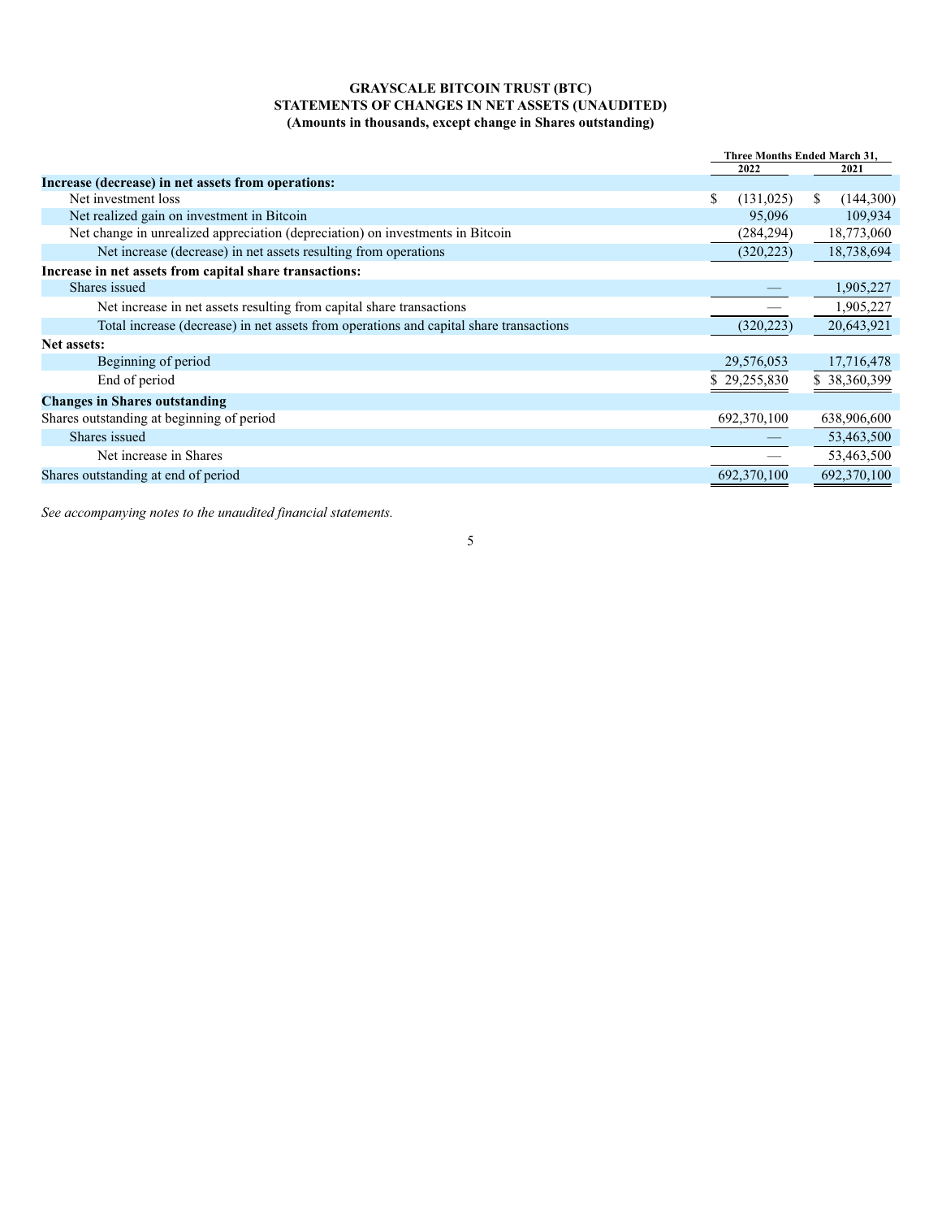# GRAYSCALE BITCOIN TRUST (BTC)
## STATEMENTS OF CHANGES IN NET ASSETS (UNAUDITED)
### (Amounts in thousands, except change in Shares outstanding)

| | Three Months Ended March 31, 2022 | Three Months Ended March 31, 2021 |
|---|---|---|
| **Increase (decrease) in net assets from operations:** | | |
| Net investment loss | $ (131,025) | $ (144,300) |
| Net realized gain on investment in Bitcoin | 95,096 | 109,934 |
| Net change in unrealized appreciation (depreciation) on investments in Bitcoin | (284,294) | 18,773,060 |
| Net increase (decrease) in net assets resulting from operations | (320,223) | 18,738,694 |
| **Increase in net assets from capital share transactions:** | | |
| Shares issued | — | 1,905,227 |
| Net increase in net assets resulting from capital share transactions | — | 1,905,227 |
| Total increase (decrease) in net assets from operations and capital share transactions | (320,223) | 20,643,921 |
| **Net assets:** | | |
| Beginning of period | 29,576,053 | 17,716,478 |
| End of period | $ 29,255,830 | $ 38,360,399 |
| **Changes in Shares outstanding** | | |
| Shares outstanding at beginning of period | 692,370,100 | 638,906,600 |
| Shares issued | — | 53,463,500 |
| Net increase in Shares | — | 53,463,500 |
| Shares outstanding at end of period | 692,370,100 | 692,370,100 |

*See accompanying notes to the unaudited financial statements.*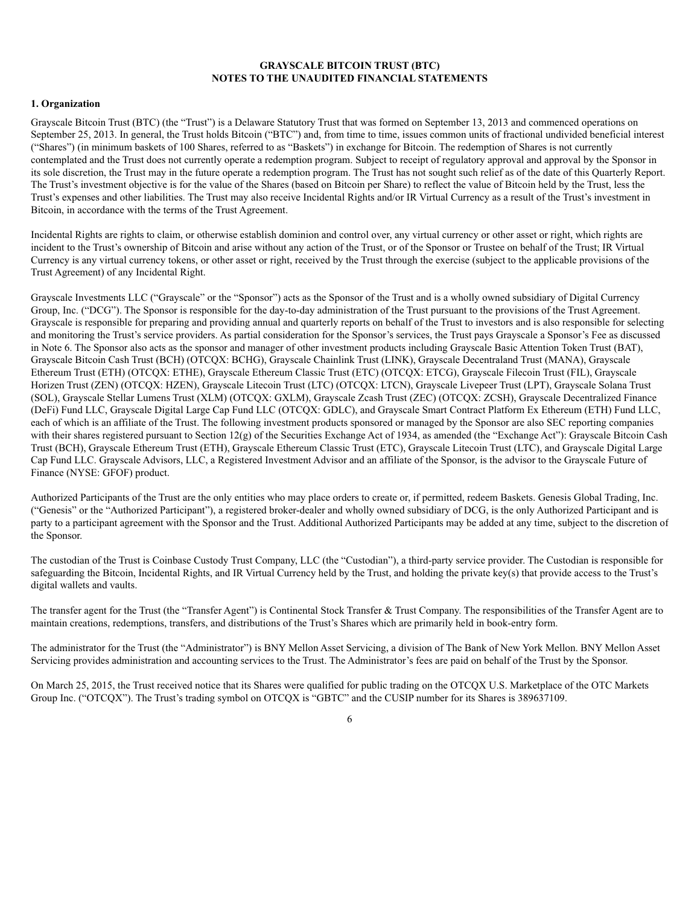**GRAYSCALE BITCOIN TRUST (BTC)**
**NOTES TO THE UNAUDITED FINANCIAL STATEMENTS**

## 1. Organization

Grayscale Bitcoin Trust (BTC) (the "Trust") is a Delaware Statutory Trust that was formed on September 13, 2013 and commenced operations on September 25, 2013. In general, the Trust holds Bitcoin ("BTC") and, from time to time, issues common units of fractional undivided beneficial interest ("Shares") (in minimum baskets of 100 Shares, referred to as "Baskets") in exchange for Bitcoin. The redemption of Shares is not currently contemplated and the Trust does not currently operate a redemption program. Subject to receipt of regulatory approval and approval by the Sponsor in its sole discretion, the Trust may in the future operate a redemption program. The Trust has not sought such relief as of the date of this Quarterly Report. The Trust's investment objective is for the value of the Shares (based on Bitcoin per Share) to reflect the value of Bitcoin held by the Trust, less the Trust's expenses and other liabilities. The Trust may also receive Incidental Rights and/or IR Virtual Currency as a result of the Trust's investment in Bitcoin, in accordance with the terms of the Trust Agreement.

Incidental Rights are rights to claim, or otherwise establish dominion and control over, any virtual currency or other asset or right, which rights are incident to the Trust's ownership of Bitcoin and arise without any action of the Trust, or of the Sponsor or Trustee on behalf of the Trust; IR Virtual Currency is any virtual currency tokens, or other asset or right, received by the Trust through the exercise (subject to the applicable provisions of the Trust Agreement) of any Incidental Right.

Grayscale Investments LLC ("Grayscale" or the "Sponsor") acts as the Sponsor of the Trust and is a wholly owned subsidiary of Digital Currency Group, Inc. ("DCG"). The Sponsor is responsible for the day-to-day administration of the Trust pursuant to the provisions of the Trust Agreement. Grayscale is responsible for preparing and providing annual and quarterly reports on behalf of the Trust to investors and is also responsible for selecting and monitoring the Trust's service providers. As partial consideration for the Sponsor's services, the Trust pays Grayscale a Sponsor's Fee as discussed in Note 6. The Sponsor also acts as the sponsor and manager of other investment products including Grayscale Basic Attention Token Trust (BAT), Grayscale Bitcoin Cash Trust (BCH) (OTCQX: BCHG), Grayscale Chainlink Trust (LINK), Grayscale Decentraland Trust (MANA), Grayscale Ethereum Trust (ETH) (OTCQX: ETHE), Grayscale Ethereum Classic Trust (ETC) (OTCQX: ETCG), Grayscale Filecoin Trust (FIL), Grayscale Horizen Trust (ZEN) (OTCQX: HZEN), Grayscale Litecoin Trust (LTC) (OTCQX: LTCN), Grayscale Livepeer Trust (LPT), Grayscale Solana Trust (SOL), Grayscale Stellar Lumens Trust (XLM) (OTCQX: GXLM), Grayscale Zcash Trust (ZEC) (OTCQX: ZCSH), Grayscale Decentralized Finance (DeFi) Fund LLC, Grayscale Digital Large Cap Fund LLC (OTCQX: GDLC), and Grayscale Smart Contract Platform Ex Ethereum (ETH) Fund LLC, each of which is an affiliate of the Trust. The following investment products sponsored or managed by the Sponsor are also SEC reporting companies with their shares registered pursuant to Section 12(g) of the Securities Exchange Act of 1934, as amended (the "Exchange Act"): Grayscale Bitcoin Cash Trust (BCH), Grayscale Ethereum Trust (ETH), Grayscale Ethereum Classic Trust (ETC), Grayscale Litecoin Trust (LTC), and Grayscale Digital Large Cap Fund LLC. Grayscale Advisors, LLC, a Registered Investment Advisor and an affiliate of the Sponsor, is the advisor to the Grayscale Future of Finance (NYSE: GFOF) product.

Authorized Participants of the Trust are the only entities who may place orders to create or, if permitted, redeem Baskets. Genesis Global Trading, Inc. ("Genesis" or the "Authorized Participant"), a registered broker-dealer and wholly owned subsidiary of DCG, is the only Authorized Participant and is party to a participant agreement with the Sponsor and the Trust. Additional Authorized Participants may be added at any time, subject to the discretion of the Sponsor.

The custodian of the Trust is Coinbase Custody Trust Company, LLC (the "Custodian"), a third-party service provider. The Custodian is responsible for safeguarding the Bitcoin, Incidental Rights, and IR Virtual Currency held by the Trust, and holding the private key(s) that provide access to the Trust's digital wallets and vaults.

The transfer agent for the Trust (the "Transfer Agent") is Continental Stock Transfer & Trust Company. The responsibilities of the Transfer Agent are to maintain creations, redemptions, transfers, and distributions of the Trust's Shares which are primarily held in book-entry form.

The administrator for the Trust (the "Administrator") is BNY Mellon Asset Servicing, a division of The Bank of New York Mellon. BNY Mellon Asset Servicing provides administration and accounting services to the Trust. The Administrator's fees are paid on behalf of the Trust by the Sponsor.

On March 25, 2015, the Trust received notice that its Shares were qualified for public trading on the OTCQX U.S. Marketplace of the OTC Markets Group Inc. ("OTCQX"). The Trust's trading symbol on OTCQX is "GBTC" and the CUSIP number for its Shares is 389637109.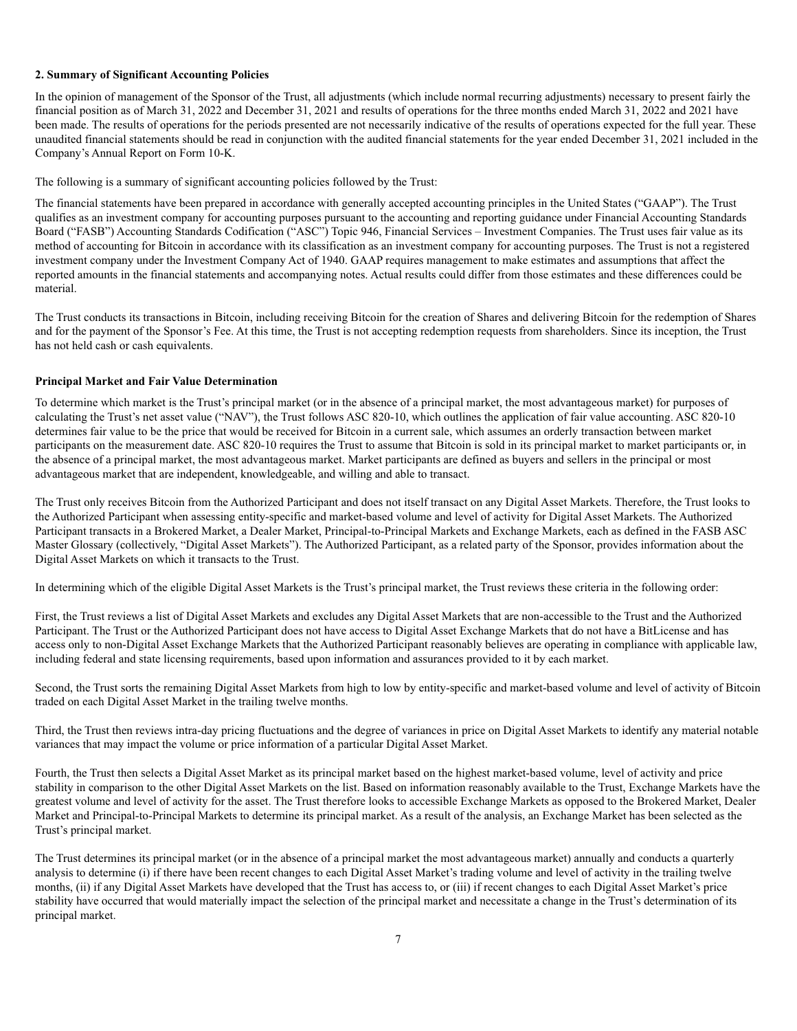**2. Summary of Significant Accounting Policies**

In the opinion of management of the Sponsor of the Trust, all adjustments (which include normal recurring adjustments) necessary to present fairly the financial position as of March 31, 2022 and December 31, 2021 and results of operations for the three months ended March 31, 2022 and 2021 have been made. The results of operations for the periods presented are not necessarily indicative of the results of operations expected for the full year. These unaudited financial statements should be read in conjunction with the audited financial statements for the year ended December 31, 2021 included in the Company's Annual Report on Form 10-K.

The following is a summary of significant accounting policies followed by the Trust:

The financial statements have been prepared in accordance with generally accepted accounting principles in the United States ("GAAP"). The Trust qualifies as an investment company for accounting purposes pursuant to the accounting and reporting guidance under Financial Accounting Standards Board ("FASB") Accounting Standards Codification ("ASC") Topic 946, Financial Services – Investment Companies. The Trust uses fair value as its method of accounting for Bitcoin in accordance with its classification as an investment company for accounting purposes. The Trust is not a registered investment company under the Investment Company Act of 1940. GAAP requires management to make estimates and assumptions that affect the reported amounts in the financial statements and accompanying notes. Actual results could differ from those estimates and these differences could be material.

The Trust conducts its transactions in Bitcoin, including receiving Bitcoin for the creation of Shares and delivering Bitcoin for the redemption of Shares and for the payment of the Sponsor's Fee. At this time, the Trust is not accepting redemption requests from shareholders. Since its inception, the Trust has not held cash or cash equivalents.

**Principal Market and Fair Value Determination**

To determine which market is the Trust's principal market (or in the absence of a principal market, the most advantageous market) for purposes of calculating the Trust's net asset value ("NAV"), the Trust follows ASC 820-10, which outlines the application of fair value accounting. ASC 820-10 determines fair value to be the price that would be received for Bitcoin in a current sale, which assumes an orderly transaction between market participants on the measurement date. ASC 820-10 requires the Trust to assume that Bitcoin is sold in its principal market to market participants or, in the absence of a principal market, the most advantageous market. Market participants are defined as buyers and sellers in the principal or most advantageous market that are independent, knowledgeable, and willing and able to transact.

The Trust only receives Bitcoin from the Authorized Participant and does not itself transact on any Digital Asset Markets. Therefore, the Trust looks to the Authorized Participant when assessing entity-specific and market-based volume and level of activity for Digital Asset Markets. The Authorized Participant transacts in a Brokered Market, a Dealer Market, Principal-to-Principal Markets and Exchange Markets, each as defined in the FASB ASC Master Glossary (collectively, "Digital Asset Markets"). The Authorized Participant, as a related party of the Sponsor, provides information about the Digital Asset Markets on which it transacts to the Trust.

In determining which of the eligible Digital Asset Markets is the Trust's principal market, the Trust reviews these criteria in the following order:

First, the Trust reviews a list of Digital Asset Markets and excludes any Digital Asset Markets that are non-accessible to the Trust and the Authorized Participant. The Trust or the Authorized Participant does not have access to Digital Asset Exchange Markets that do not have a BitLicense and has access only to non-Digital Asset Exchange Markets that the Authorized Participant reasonably believes are operating in compliance with applicable law, including federal and state licensing requirements, based upon information and assurances provided to it by each market.

Second, the Trust sorts the remaining Digital Asset Markets from high to low by entity-specific and market-based volume and level of activity of Bitcoin traded on each Digital Asset Market in the trailing twelve months.

Third, the Trust then reviews intra-day pricing fluctuations and the degree of variances in price on Digital Asset Markets to identify any material notable variances that may impact the volume or price information of a particular Digital Asset Market.

Fourth, the Trust then selects a Digital Asset Market as its principal market based on the highest market-based volume, level of activity and price stability in comparison to the other Digital Asset Markets on the list. Based on information reasonably available to the Trust, Exchange Markets have the greatest volume and level of activity for the asset. The Trust therefore looks to accessible Exchange Markets as opposed to the Brokered Market, Dealer Market and Principal-to-Principal Markets to determine its principal market. As a result of the analysis, an Exchange Market has been selected as the Trust's principal market.

The Trust determines its principal market (or in the absence of a principal market the most advantageous market) annually and conducts a quarterly analysis to determine (i) if there have been recent changes to each Digital Asset Market's trading volume and level of activity in the trailing twelve months, (ii) if any Digital Asset Markets have developed that the Trust has access to, or (iii) if recent changes to each Digital Asset Market's price stability have occurred that would materially impact the selection of the principal market and necessitate a change in the Trust's determination of its principal market.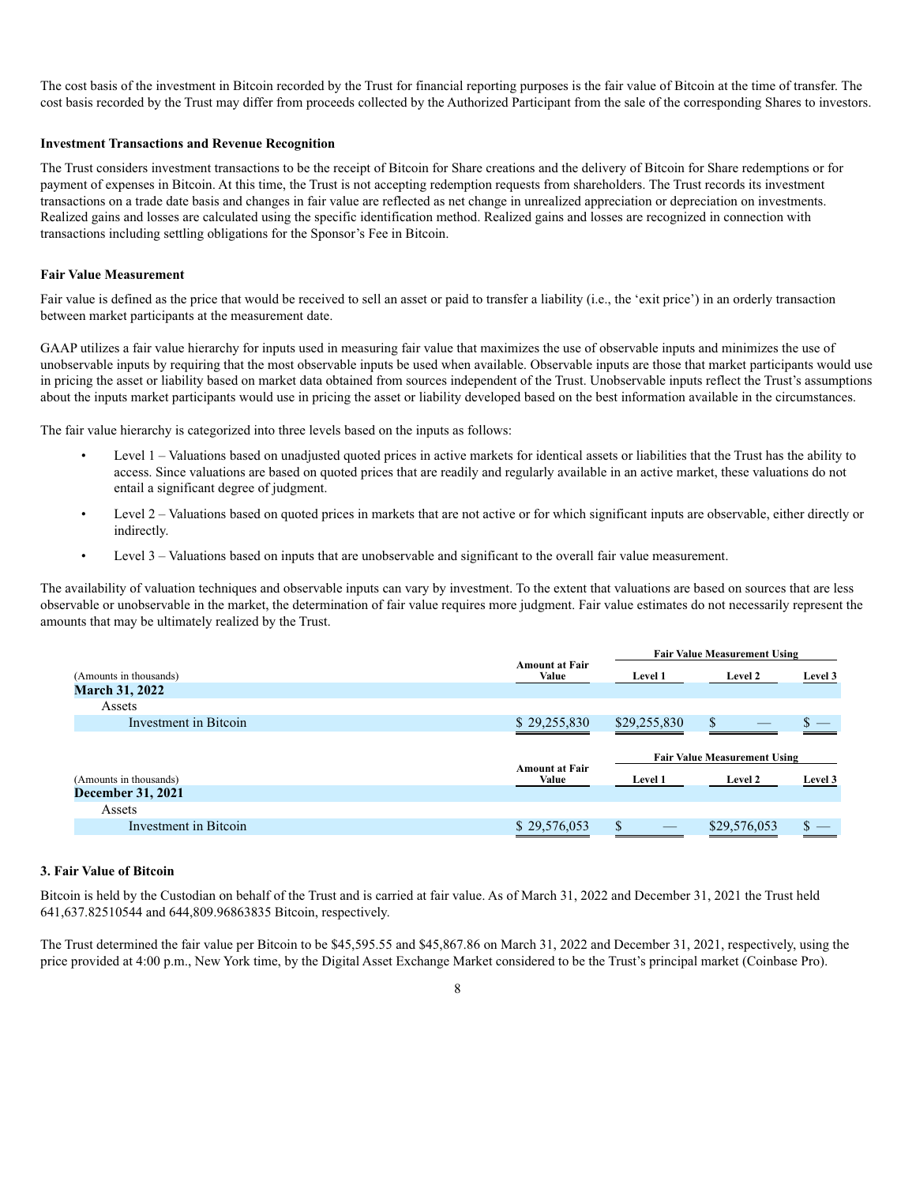The cost basis of the investment in Bitcoin recorded by the Trust for financial reporting purposes is the fair value of Bitcoin at the time of transfer. The cost basis recorded by the Trust may differ from proceeds collected by the Authorized Participant from the sale of the corresponding Shares to investors.

**Investment Transactions and Revenue Recognition**

The Trust considers investment transactions to be the receipt of Bitcoin for Share creations and the delivery of Bitcoin for Share redemptions or for payment of expenses in Bitcoin. At this time, the Trust is not accepting redemption requests from shareholders. The Trust records its investment transactions on a trade date basis and changes in fair value are reflected as net change in unrealized appreciation or depreciation on investments. Realized gains and losses are calculated using the specific identification method. Realized gains and losses are recognized in connection with transactions including settling obligations for the Sponsor's Fee in Bitcoin.

**Fair Value Measurement**

Fair value is defined as the price that would be received to sell an asset or paid to transfer a liability (i.e., the 'exit price') in an orderly transaction between market participants at the measurement date.

GAAP utilizes a fair value hierarchy for inputs used in measuring fair value that maximizes the use of observable inputs and minimizes the use of unobservable inputs by requiring that the most observable inputs be used when available. Observable inputs are those that market participants would use in pricing the asset or liability based on market data obtained from sources independent of the Trust. Unobservable inputs reflect the Trust's assumptions about the inputs market participants would use in pricing the asset or liability developed based on the best information available in the circumstances.

The fair value hierarchy is categorized into three levels based on the inputs as follows:

- Level 1 – Valuations based on unadjusted quoted prices in active markets for identical assets or liabilities that the Trust has the ability to access. Since valuations are based on quoted prices that are readily and regularly available in an active market, these valuations do not entail a significant degree of judgment.
- Level 2 – Valuations based on quoted prices in markets that are not active or for which significant inputs are observable, either directly or indirectly.
- Level 3 – Valuations based on inputs that are unobservable and significant to the overall fair value measurement.

The availability of valuation techniques and observable inputs can vary by investment. To the extent that valuations are based on sources that are less observable or unobservable in the market, the determination of fair value requires more judgment. Fair value estimates do not necessarily represent the amounts that may be ultimately realized by the Trust.

| | | Fair Value Measurement Using | | |
|---|---|---|---|---|
| (Amounts in thousands) | Amount at Fair Value | Level 1 | Level 2 | Level 3 |
| **March 31, 2022** | | | | |
| Assets | | | | |
| Investment in Bitcoin | $ 29,255,830 | $29,255,830 | $ — | $ — |

| | | Fair Value Measurement Using | | |
|---|---|---|---|---|
| (Amounts in thousands) | Amount at Fair Value | Level 1 | Level 2 | Level 3 |
| **December 31, 2021** | | | | |
| Assets | | | | |
| Investment in Bitcoin | $ 29,576,053 | $ — | $29,576,053 | $ — |

**3. Fair Value of Bitcoin**

Bitcoin is held by the Custodian on behalf of the Trust and is carried at fair value. As of March 31, 2022 and December 31, 2021 the Trust held 641,637.82510544 and 644,809.96863835 Bitcoin, respectively.

The Trust determined the fair value per Bitcoin to be $45,595.55 and $45,867.86 on March 31, 2022 and December 31, 2021, respectively, using the price provided at 4:00 p.m., New York time, by the Digital Asset Exchange Market considered to be the Trust's principal market (Coinbase Pro).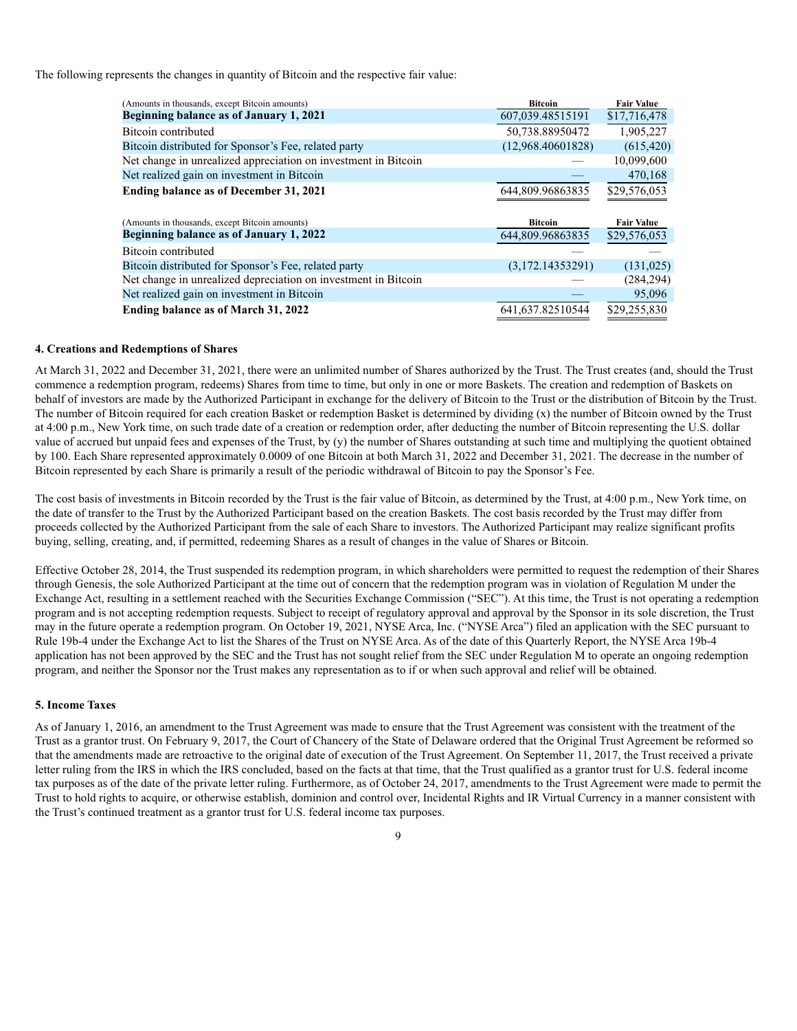The following represents the changes in quantity of Bitcoin and the respective fair value:

| (Amounts in thousands, except Bitcoin amounts) | Bitcoin | Fair Value |
|---|---|---|
| **Beginning balance as of January 1, 2021** | 607,039.48515191 | $17,716,478 |
| Bitcoin contributed | 50,738.88950472 | 1,905,227 |
| Bitcoin distributed for Sponsor's Fee, related party | (12,968.40601828) | (615,420) |
| Net change in unrealized appreciation on investment in Bitcoin | — | 10,099,600 |
| Net realized gain on investment in Bitcoin | — | 470,168 |
| **Ending balance as of December 31, 2021** | 644,809.96863835 | $29,576,053 |

| (Amounts in thousands, except Bitcoin amounts) | Bitcoin | Fair Value |
|---|---|---|
| **Beginning balance as of January 1, 2022** | 644,809.96863835 | $29,576,053 |
| Bitcoin contributed | — | — |
| Bitcoin distributed for Sponsor's Fee, related party | (3,172.14353291) | (131,025) |
| Net change in unrealized depreciation on investment in Bitcoin | — | (284,294) |
| Net realized gain on investment in Bitcoin | — | 95,096 |
| **Ending balance as of March 31, 2022** | 641,637.82510544 | $29,255,830 |

#### 4. Creations and Redemptions of Shares

At March 31, 2022 and December 31, 2021, there were an unlimited number of Shares authorized by the Trust. The Trust creates (and, should the Trust commence a redemption program, redeems) Shares from time to time, but only in one or more Baskets. The creation and redemption of Baskets on behalf of investors are made by the Authorized Participant in exchange for the delivery of Bitcoin to the Trust or the distribution of Bitcoin by the Trust. The number of Bitcoin required for each creation Basket or redemption Basket is determined by dividing (x) the number of Bitcoin owned by the Trust at 4:00 p.m., New York time, on such trade date of a creation or redemption order, after deducting the number of Bitcoin representing the U.S. dollar value of accrued but unpaid fees and expenses of the Trust, by (y) the number of Shares outstanding at such time and multiplying the quotient obtained by 100. Each Share represented approximately 0.0009 of one Bitcoin at both March 31, 2022 and December 31, 2021. The decrease in the number of Bitcoin represented by each Share is primarily a result of the periodic withdrawal of Bitcoin to pay the Sponsor's Fee.

The cost basis of investments in Bitcoin recorded by the Trust is the fair value of Bitcoin, as determined by the Trust, at 4:00 p.m., New York time, on the date of transfer to the Trust by the Authorized Participant based on the creation Baskets. The cost basis recorded by the Trust may differ from proceeds collected by the Authorized Participant from the sale of each Share to investors. The Authorized Participant may realize significant profits buying, selling, creating, and, if permitted, redeeming Shares as a result of changes in the value of Shares or Bitcoin.

Effective October 28, 2014, the Trust suspended its redemption program, in which shareholders were permitted to request the redemption of their Shares through Genesis, the sole Authorized Participant at the time out of concern that the redemption program was in violation of Regulation M under the Exchange Act, resulting in a settlement reached with the Securities Exchange Commission ("SEC"). At this time, the Trust is not operating a redemption program and is not accepting redemption requests. Subject to receipt of regulatory approval and approval by the Sponsor in its sole discretion, the Trust may in the future operate a redemption program. On October 19, 2021, NYSE Arca, Inc. ("NYSE Arca") filed an application with the SEC pursuant to Rule 19b-4 under the Exchange Act to list the Shares of the Trust on NYSE Arca. As of the date of this Quarterly Report, the NYSE Arca 19b-4 application has not been approved by the SEC and the Trust has not sought relief from the SEC under Regulation M to operate an ongoing redemption program, and neither the Sponsor nor the Trust makes any representation as to if or when such approval and relief will be obtained.

#### 5. Income Taxes

As of January 1, 2016, an amendment to the Trust Agreement was made to ensure that the Trust Agreement was consistent with the treatment of the Trust as a grantor trust. On February 9, 2017, the Court of Chancery of the State of Delaware ordered that the Original Trust Agreement be reformed so that the amendments made are retroactive to the original date of execution of the Trust Agreement. On September 11, 2017, the Trust received a private letter ruling from the IRS in which the IRS concluded, based on the facts at that time, that the Trust qualified as a grantor trust for U.S. federal income tax purposes as of the date of the private letter ruling. Furthermore, as of October 24, 2017, amendments to the Trust Agreement were made to permit the Trust to hold rights to acquire, or otherwise establish, dominion and control over, Incidental Rights and IR Virtual Currency in a manner consistent with the Trust's continued treatment as a grantor trust for U.S. federal income tax purposes.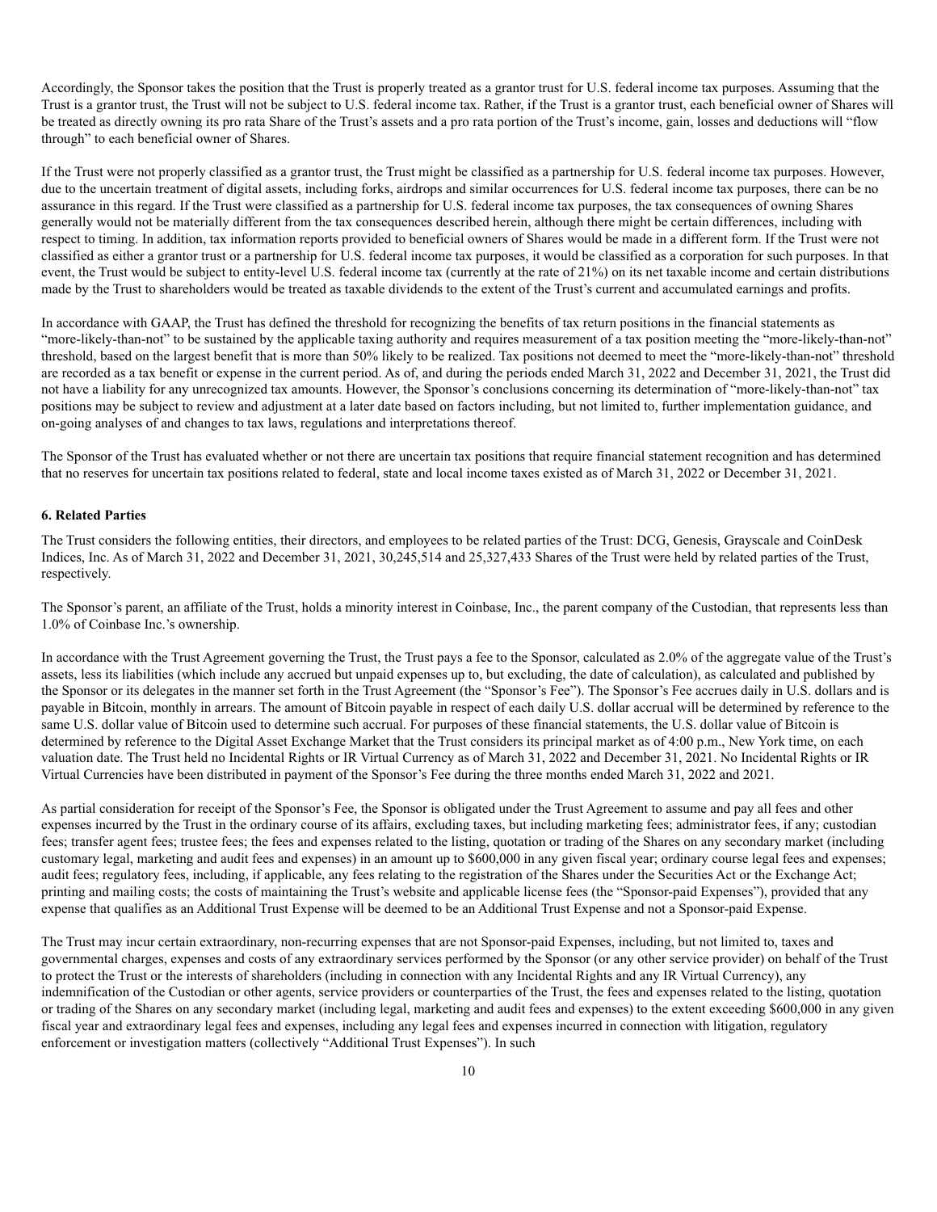Accordingly, the Sponsor takes the position that the Trust is properly treated as a grantor trust for U.S. federal income tax purposes. Assuming that the Trust is a grantor trust, the Trust will not be subject to U.S. federal income tax. Rather, if the Trust is a grantor trust, each beneficial owner of Shares will be treated as directly owning its pro rata Share of the Trust's assets and a pro rata portion of the Trust's income, gain, losses and deductions will "flow through" to each beneficial owner of Shares.

If the Trust were not properly classified as a grantor trust, the Trust might be classified as a partnership for U.S. federal income tax purposes. However, due to the uncertain treatment of digital assets, including forks, airdrops and similar occurrences for U.S. federal income tax purposes, there can be no assurance in this regard. If the Trust were classified as a partnership for U.S. federal income tax purposes, the tax consequences of owning Shares generally would not be materially different from the tax consequences described herein, although there might be certain differences, including with respect to timing. In addition, tax information reports provided to beneficial owners of Shares would be made in a different form. If the Trust were not classified as either a grantor trust or a partnership for U.S. federal income tax purposes, it would be classified as a corporation for such purposes. In that event, the Trust would be subject to entity-level U.S. federal income tax (currently at the rate of 21%) on its net taxable income and certain distributions made by the Trust to shareholders would be treated as taxable dividends to the extent of the Trust's current and accumulated earnings and profits.

In accordance with GAAP, the Trust has defined the threshold for recognizing the benefits of tax return positions in the financial statements as "more-likely-than-not" to be sustained by the applicable taxing authority and requires measurement of a tax position meeting the "more-likely-than-not" threshold, based on the largest benefit that is more than 50% likely to be realized. Tax positions not deemed to meet the "more-likely-than-not" threshold are recorded as a tax benefit or expense in the current period. As of, and during the periods ended March 31, 2022 and December 31, 2021, the Trust did not have a liability for any unrecognized tax amounts. However, the Sponsor's conclusions concerning its determination of "more-likely-than-not" tax positions may be subject to review and adjustment at a later date based on factors including, but not limited to, further implementation guidance, and on-going analyses of and changes to tax laws, regulations and interpretations thereof.

The Sponsor of the Trust has evaluated whether or not there are uncertain tax positions that require financial statement recognition and has determined that no reserves for uncertain tax positions related to federal, state and local income taxes existed as of March 31, 2022 or December 31, 2021.

**6. Related Parties**

The Trust considers the following entities, their directors, and employees to be related parties of the Trust: DCG, Genesis, Grayscale and CoinDesk Indices, Inc. As of March 31, 2022 and December 31, 2021, 30,245,514 and 25,327,433 Shares of the Trust were held by related parties of the Trust, respectively.

The Sponsor's parent, an affiliate of the Trust, holds a minority interest in Coinbase, Inc., the parent company of the Custodian, that represents less than 1.0% of Coinbase Inc.'s ownership.

In accordance with the Trust Agreement governing the Trust, the Trust pays a fee to the Sponsor, calculated as 2.0% of the aggregate value of the Trust's assets, less its liabilities (which include any accrued but unpaid expenses up to, but excluding, the date of calculation), as calculated and published by the Sponsor or its delegates in the manner set forth in the Trust Agreement (the "Sponsor's Fee"). The Sponsor's Fee accrues daily in U.S. dollars and is payable in Bitcoin, monthly in arrears. The amount of Bitcoin payable in respect of each daily U.S. dollar accrual will be determined by reference to the same U.S. dollar value of Bitcoin used to determine such accrual. For purposes of these financial statements, the U.S. dollar value of Bitcoin is determined by reference to the Digital Asset Exchange Market that the Trust considers its principal market as of 4:00 p.m., New York time, on each valuation date. The Trust held no Incidental Rights or IR Virtual Currency as of March 31, 2022 and December 31, 2021. No Incidental Rights or IR Virtual Currencies have been distributed in payment of the Sponsor's Fee during the three months ended March 31, 2022 and 2021.

As partial consideration for receipt of the Sponsor's Fee, the Sponsor is obligated under the Trust Agreement to assume and pay all fees and other expenses incurred by the Trust in the ordinary course of its affairs, excluding taxes, but including marketing fees; administrator fees, if any; custodian fees; transfer agent fees; trustee fees; the fees and expenses related to the listing, quotation or trading of the Shares on any secondary market (including customary legal, marketing and audit fees and expenses) in an amount up to $600,000 in any given fiscal year; ordinary course legal fees and expenses; audit fees; regulatory fees, including, if applicable, any fees relating to the registration of the Shares under the Securities Act or the Exchange Act; printing and mailing costs; the costs of maintaining the Trust's website and applicable license fees (the "Sponsor-paid Expenses"), provided that any expense that qualifies as an Additional Trust Expense will be deemed to be an Additional Trust Expense and not a Sponsor-paid Expense.

The Trust may incur certain extraordinary, non-recurring expenses that are not Sponsor-paid Expenses, including, but not limited to, taxes and governmental charges, expenses and costs of any extraordinary services performed by the Sponsor (or any other service provider) on behalf of the Trust to protect the Trust or the interests of shareholders (including in connection with any Incidental Rights and any IR Virtual Currency), any indemnification of the Custodian or other agents, service providers or counterparties of the Trust, the fees and expenses related to the listing, quotation or trading of the Shares on any secondary market (including legal, marketing and audit fees and expenses) to the extent exceeding $600,000 in any given fiscal year and extraordinary legal fees and expenses, including any legal fees and expenses incurred in connection with litigation, regulatory enforcement or investigation matters (collectively "Additional Trust Expenses"). In such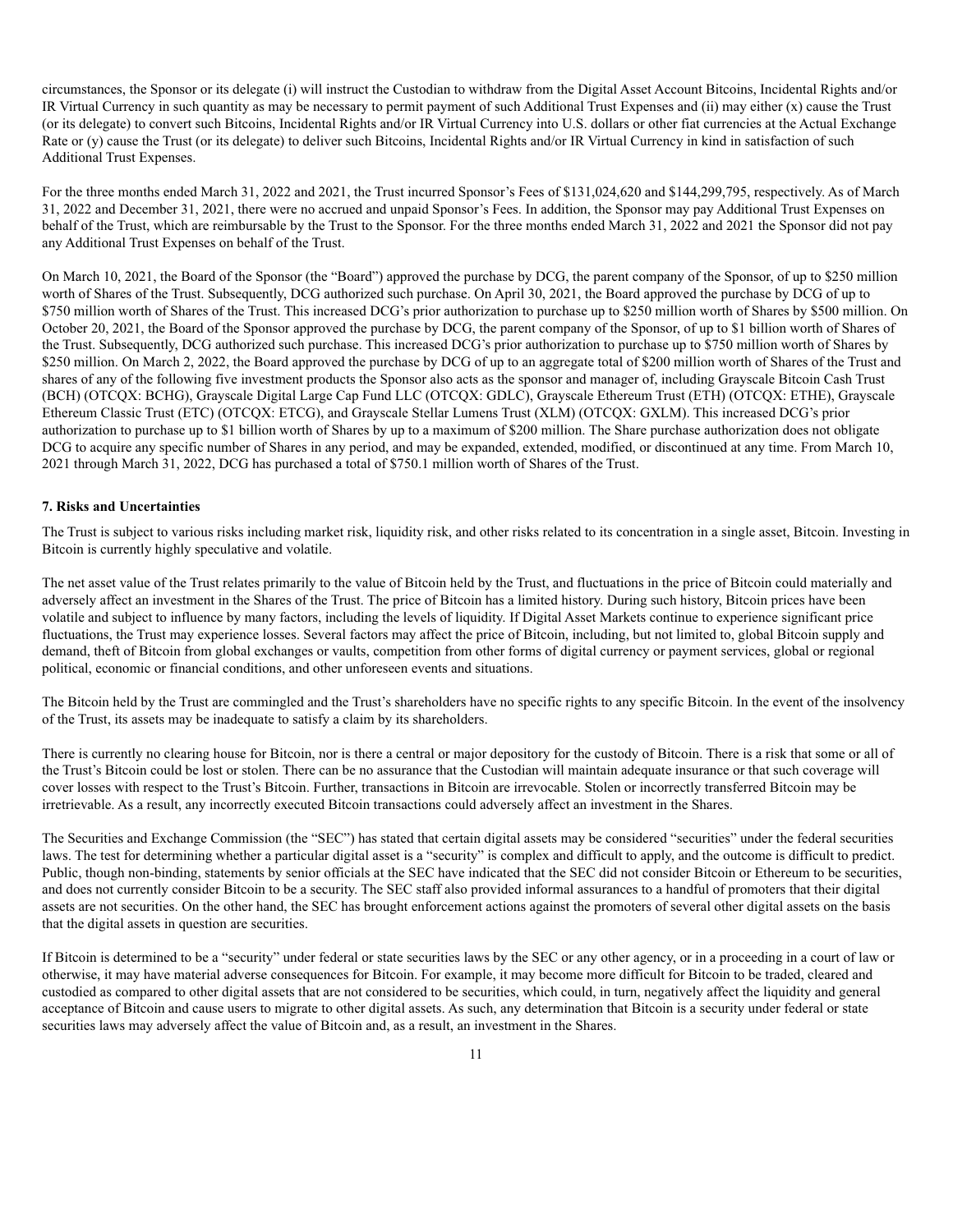circumstances, the Sponsor or its delegate (i) will instruct the Custodian to withdraw from the Digital Asset Account Bitcoins, Incidental Rights and/or IR Virtual Currency in such quantity as may be necessary to permit payment of such Additional Trust Expenses and (ii) may either (x) cause the Trust (or its delegate) to convert such Bitcoins, Incidental Rights and/or IR Virtual Currency into U.S. dollars or other fiat currencies at the Actual Exchange Rate or (y) cause the Trust (or its delegate) to deliver such Bitcoins, Incidental Rights and/or IR Virtual Currency in kind in satisfaction of such Additional Trust Expenses.

For the three months ended March 31, 2022 and 2021, the Trust incurred Sponsor's Fees of $131,024,620 and $144,299,795, respectively. As of March 31, 2022 and December 31, 2021, there were no accrued and unpaid Sponsor's Fees. In addition, the Sponsor may pay Additional Trust Expenses on behalf of the Trust, which are reimbursable by the Trust to the Sponsor. For the three months ended March 31, 2022 and 2021 the Sponsor did not pay any Additional Trust Expenses on behalf of the Trust.

On March 10, 2021, the Board of the Sponsor (the "Board") approved the purchase by DCG, the parent company of the Sponsor, of up to $250 million worth of Shares of the Trust. Subsequently, DCG authorized such purchase. On April 30, 2021, the Board approved the purchase by DCG of up to $750 million worth of Shares of the Trust. This increased DCG's prior authorization to purchase up to $250 million worth of Shares by $500 million. On October 20, 2021, the Board of the Sponsor approved the purchase by DCG, the parent company of the Sponsor, of up to $1 billion worth of Shares of the Trust. Subsequently, DCG authorized such purchase. This increased DCG's prior authorization to purchase up to $750 million worth of Shares by $250 million. On March 2, 2022, the Board approved the purchase by DCG of up to an aggregate total of $200 million worth of Shares of the Trust and shares of any of the following five investment products the Sponsor also acts as the sponsor and manager of, including Grayscale Bitcoin Cash Trust (BCH) (OTCQX: BCHG), Grayscale Digital Large Cap Fund LLC (OTCQX: GDLC), Grayscale Ethereum Trust (ETH) (OTCQX: ETHE), Grayscale Ethereum Classic Trust (ETC) (OTCQX: ETCG), and Grayscale Stellar Lumens Trust (XLM) (OTCQX: GXLM). This increased DCG's prior authorization to purchase up to $1 billion worth of Shares by up to a maximum of $200 million. The Share purchase authorization does not obligate DCG to acquire any specific number of Shares in any period, and may be expanded, extended, modified, or discontinued at any time. From March 10, 2021 through March 31, 2022, DCG has purchased a total of $750.1 million worth of Shares of the Trust.

## 7. Risks and Uncertainties

The Trust is subject to various risks including market risk, liquidity risk, and other risks related to its concentration in a single asset, Bitcoin. Investing in Bitcoin is currently highly speculative and volatile.

The net asset value of the Trust relates primarily to the value of Bitcoin held by the Trust, and fluctuations in the price of Bitcoin could materially and adversely affect an investment in the Shares of the Trust. The price of Bitcoin has a limited history. During such history, Bitcoin prices have been volatile and subject to influence by many factors, including the levels of liquidity. If Digital Asset Markets continue to experience significant price fluctuations, the Trust may experience losses. Several factors may affect the price of Bitcoin, including, but not limited to, global Bitcoin supply and demand, theft of Bitcoin from global exchanges or vaults, competition from other forms of digital currency or payment services, global or regional political, economic or financial conditions, and other unforeseen events and situations.

The Bitcoin held by the Trust are commingled and the Trust's shareholders have no specific rights to any specific Bitcoin. In the event of the insolvency of the Trust, its assets may be inadequate to satisfy a claim by its shareholders.

There is currently no clearing house for Bitcoin, nor is there a central or major depository for the custody of Bitcoin. There is a risk that some or all of the Trust's Bitcoin could be lost or stolen. There can be no assurance that the Custodian will maintain adequate insurance or that such coverage will cover losses with respect to the Trust's Bitcoin. Further, transactions in Bitcoin are irrevocable. Stolen or incorrectly transferred Bitcoin may be irretrievable. As a result, any incorrectly executed Bitcoin transactions could adversely affect an investment in the Shares.

The Securities and Exchange Commission (the "SEC") has stated that certain digital assets may be considered "securities" under the federal securities laws. The test for determining whether a particular digital asset is a "security" is complex and difficult to apply, and the outcome is difficult to predict. Public, though non-binding, statements by senior officials at the SEC have indicated that the SEC did not consider Bitcoin or Ethereum to be securities, and does not currently consider Bitcoin to be a security. The SEC staff also provided informal assurances to a handful of promoters that their digital assets are not securities. On the other hand, the SEC has brought enforcement actions against the promoters of several other digital assets on the basis that the digital assets in question are securities.

If Bitcoin is determined to be a "security" under federal or state securities laws by the SEC or any other agency, or in a proceeding in a court of law or otherwise, it may have material adverse consequences for Bitcoin. For example, it may become more difficult for Bitcoin to be traded, cleared and custodied as compared to other digital assets that are not considered to be securities, which could, in turn, negatively affect the liquidity and general acceptance of Bitcoin and cause users to migrate to other digital assets. As such, any determination that Bitcoin is a security under federal or state securities laws may adversely affect the value of Bitcoin and, as a result, an investment in the Shares.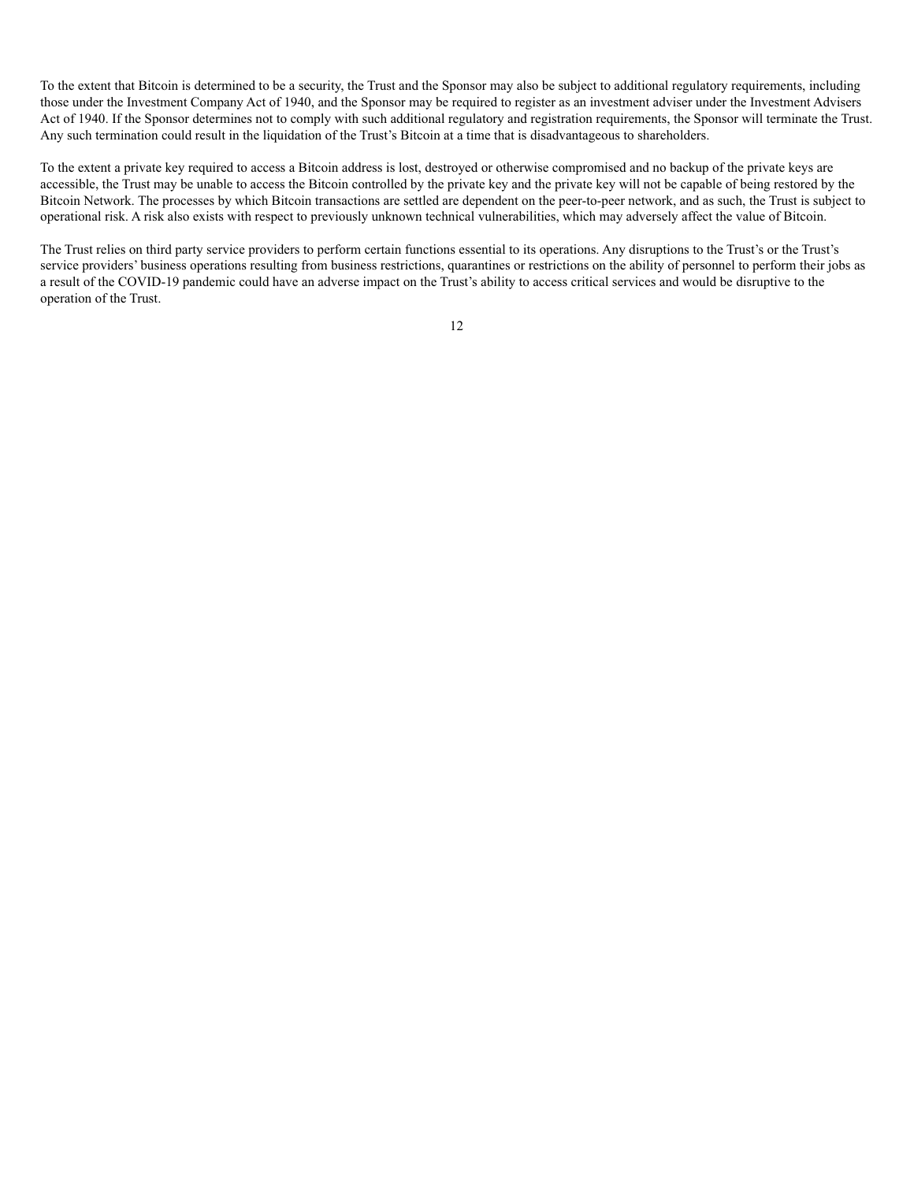To the extent that Bitcoin is determined to be a security, the Trust and the Sponsor may also be subject to additional regulatory requirements, including those under the Investment Company Act of 1940, and the Sponsor may be required to register as an investment adviser under the Investment Advisers Act of 1940. If the Sponsor determines not to comply with such additional regulatory and registration requirements, the Sponsor will terminate the Trust. Any such termination could result in the liquidation of the Trust's Bitcoin at a time that is disadvantageous to shareholders.

To the extent a private key required to access a Bitcoin address is lost, destroyed or otherwise compromised and no backup of the private keys are accessible, the Trust may be unable to access the Bitcoin controlled by the private key and the private key will not be capable of being restored by the Bitcoin Network. The processes by which Bitcoin transactions are settled are dependent on the peer-to-peer network, and as such, the Trust is subject to operational risk. A risk also exists with respect to previously unknown technical vulnerabilities, which may adversely affect the value of Bitcoin.

The Trust relies on third party service providers to perform certain functions essential to its operations. Any disruptions to the Trust's or the Trust's service providers' business operations resulting from business restrictions, quarantines or restrictions on the ability of personnel to perform their jobs as a result of the COVID-19 pandemic could have an adverse impact on the Trust's ability to access critical services and would be disruptive to the operation of the Trust.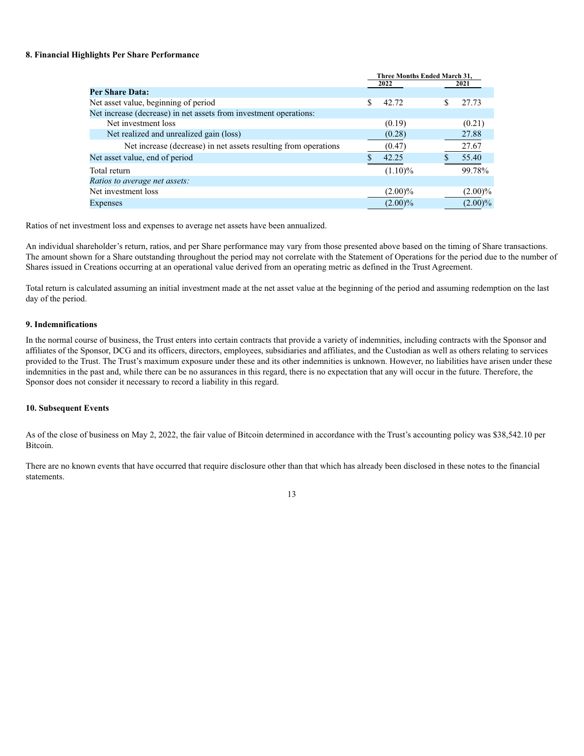### 8. Financial Highlights Per Share Performance

| | Three Months Ended March 31, | |
|---|---|---|
| | 2022 | 2021 |
| **Per Share Data:** | | |
| Net asset value, beginning of period | $ 42.72 | $ 27.73 |
| Net increase (decrease) in net assets from investment operations: | | |
| Net investment loss | (0.19) | (0.21) |
| Net realized and unrealized gain (loss) | (0.28) | 27.88 |
| Net increase (decrease) in net assets resulting from operations | (0.47) | 27.67 |
| Net asset value, end of period | $ 42.25 | $ 55.40 |
| Total return | (1.10)% | 99.78% |
| *Ratios to average net assets:* | | |
| Net investment loss | (2.00)% | (2.00)% |
| Expenses | (2.00)% | (2.00)% |

Ratios of net investment loss and expenses to average net assets have been annualized.

An individual shareholder's return, ratios, and per Share performance may vary from those presented above based on the timing of Share transactions. The amount shown for a Share outstanding throughout the period may not correlate with the Statement of Operations for the period due to the number of Shares issued in Creations occurring at an operational value derived from an operating metric as defined in the Trust Agreement.

Total return is calculated assuming an initial investment made at the net asset value at the beginning of the period and assuming redemption on the last day of the period.

### 9. Indemnifications

In the normal course of business, the Trust enters into certain contracts that provide a variety of indemnities, including contracts with the Sponsor and affiliates of the Sponsor, DCG and its officers, directors, employees, subsidiaries and affiliates, and the Custodian as well as others relating to services provided to the Trust. The Trust's maximum exposure under these and its other indemnities is unknown. However, no liabilities have arisen under these indemnities in the past and, while there can be no assurances in this regard, there is no expectation that any will occur in the future. Therefore, the Sponsor does not consider it necessary to record a liability in this regard.

### 10. Subsequent Events

As of the close of business on May 2, 2022, the fair value of Bitcoin determined in accordance with the Trust's accounting policy was $38,542.10 per Bitcoin.

There are no known events that have occurred that require disclosure other than that which has already been disclosed in these notes to the financial statements.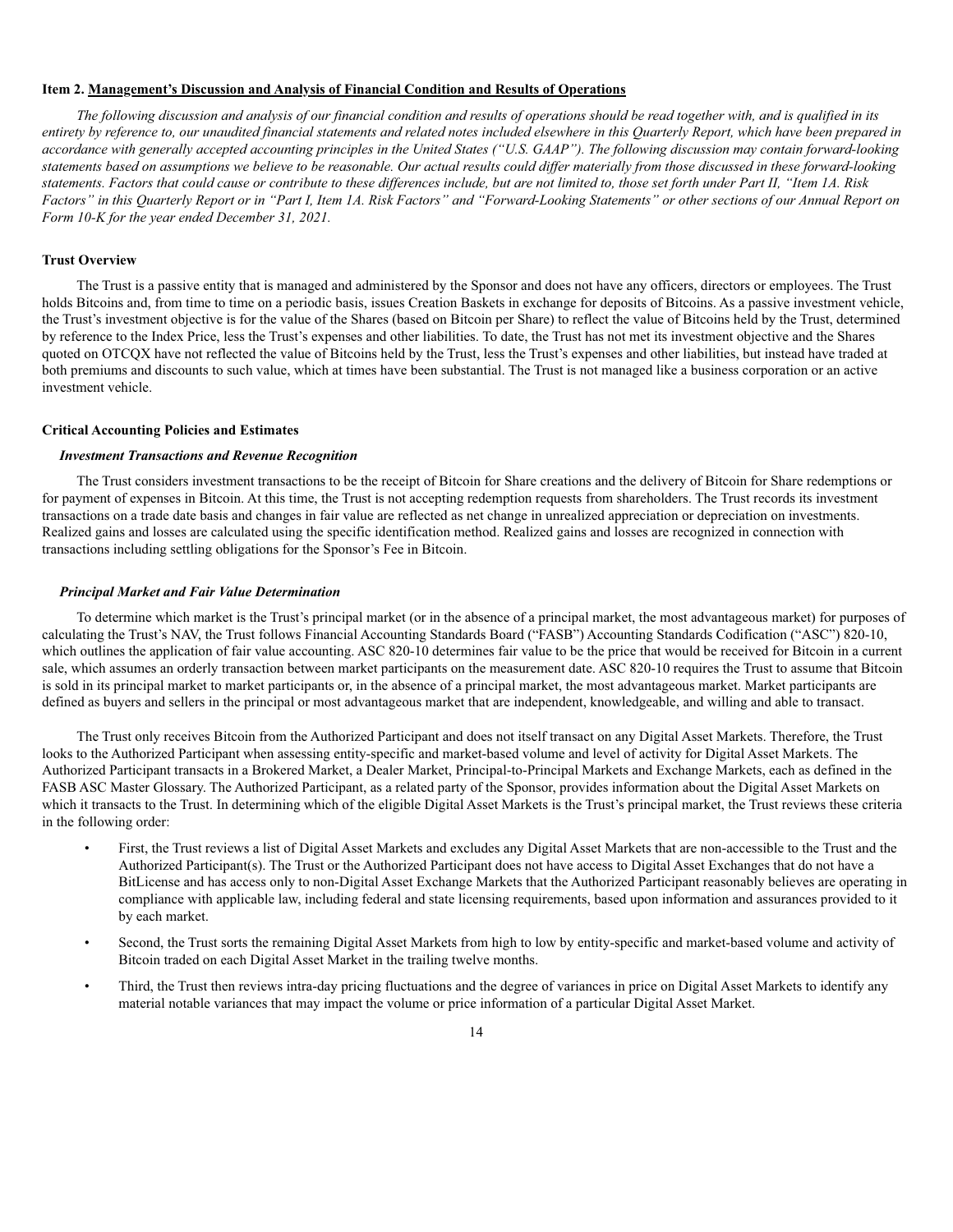## Item 2. Management's Discussion and Analysis of Financial Condition and Results of Operations

*The following discussion and analysis of our financial condition and results of operations should be read together with, and is qualified in its entirety by reference to, our unaudited financial statements and related notes included elsewhere in this Quarterly Report, which have been prepared in accordance with generally accepted accounting principles in the United States ("U.S. GAAP"). The following discussion may contain forward-looking statements based on assumptions we believe to be reasonable. Our actual results could differ materially from those discussed in these forward-looking statements. Factors that could cause or contribute to these differences include, but are not limited to, those set forth under Part II, "Item 1A. Risk Factors" in this Quarterly Report or in "Part I, Item 1A. Risk Factors" and "Forward-Looking Statements" or other sections of our Annual Report on Form 10-K for the year ended December 31, 2021.*

### Trust Overview

The Trust is a passive entity that is managed and administered by the Sponsor and does not have any officers, directors or employees. The Trust holds Bitcoins and, from time to time on a periodic basis, issues Creation Baskets in exchange for deposits of Bitcoins. As a passive investment vehicle, the Trust's investment objective is for the value of the Shares (based on Bitcoin per Share) to reflect the value of Bitcoins held by the Trust, determined by reference to the Index Price, less the Trust's expenses and other liabilities. To date, the Trust has not met its investment objective and the Shares quoted on OTCQX have not reflected the value of Bitcoins held by the Trust, less the Trust's expenses and other liabilities, but instead have traded at both premiums and discounts to such value, which at times have been substantial. The Trust is not managed like a business corporation or an active investment vehicle.

### Critical Accounting Policies and Estimates

#### *Investment Transactions and Revenue Recognition*

The Trust considers investment transactions to be the receipt of Bitcoin for Share creations and the delivery of Bitcoin for Share redemptions or for payment of expenses in Bitcoin. At this time, the Trust is not accepting redemption requests from shareholders. The Trust records its investment transactions on a trade date basis and changes in fair value are reflected as net change in unrealized appreciation or depreciation on investments. Realized gains and losses are calculated using the specific identification method. Realized gains and losses are recognized in connection with transactions including settling obligations for the Sponsor's Fee in Bitcoin.

#### *Principal Market and Fair Value Determination*

To determine which market is the Trust's principal market (or in the absence of a principal market, the most advantageous market) for purposes of calculating the Trust's NAV, the Trust follows Financial Accounting Standards Board ("FASB") Accounting Standards Codification ("ASC") 820-10, which outlines the application of fair value accounting. ASC 820-10 determines fair value to be the price that would be received for Bitcoin in a current sale, which assumes an orderly transaction between market participants on the measurement date. ASC 820-10 requires the Trust to assume that Bitcoin is sold in its principal market to market participants or, in the absence of a principal market, the most advantageous market. Market participants are defined as buyers and sellers in the principal or most advantageous market that are independent, knowledgeable, and willing and able to transact.

The Trust only receives Bitcoin from the Authorized Participant and does not itself transact on any Digital Asset Markets. Therefore, the Trust looks to the Authorized Participant when assessing entity-specific and market-based volume and level of activity for Digital Asset Markets. The Authorized Participant transacts in a Brokered Market, a Dealer Market, Principal-to-Principal Markets and Exchange Markets, each as defined in the FASB ASC Master Glossary. The Authorized Participant, as a related party of the Sponsor, provides information about the Digital Asset Markets on which it transacts to the Trust. In determining which of the eligible Digital Asset Markets is the Trust's principal market, the Trust reviews these criteria in the following order:

- First, the Trust reviews a list of Digital Asset Markets and excludes any Digital Asset Markets that are non-accessible to the Trust and the Authorized Participant(s). The Trust or the Authorized Participant does not have access to Digital Asset Exchanges that do not have a BitLicense and has access only to non-Digital Asset Exchange Markets that the Authorized Participant reasonably believes are operating in compliance with applicable law, including federal and state licensing requirements, based upon information and assurances provided to it by each market.
- Second, the Trust sorts the remaining Digital Asset Markets from high to low by entity-specific and market-based volume and activity of Bitcoin traded on each Digital Asset Market in the trailing twelve months.
- Third, the Trust then reviews intra-day pricing fluctuations and the degree of variances in price on Digital Asset Markets to identify any material notable variances that may impact the volume or price information of a particular Digital Asset Market.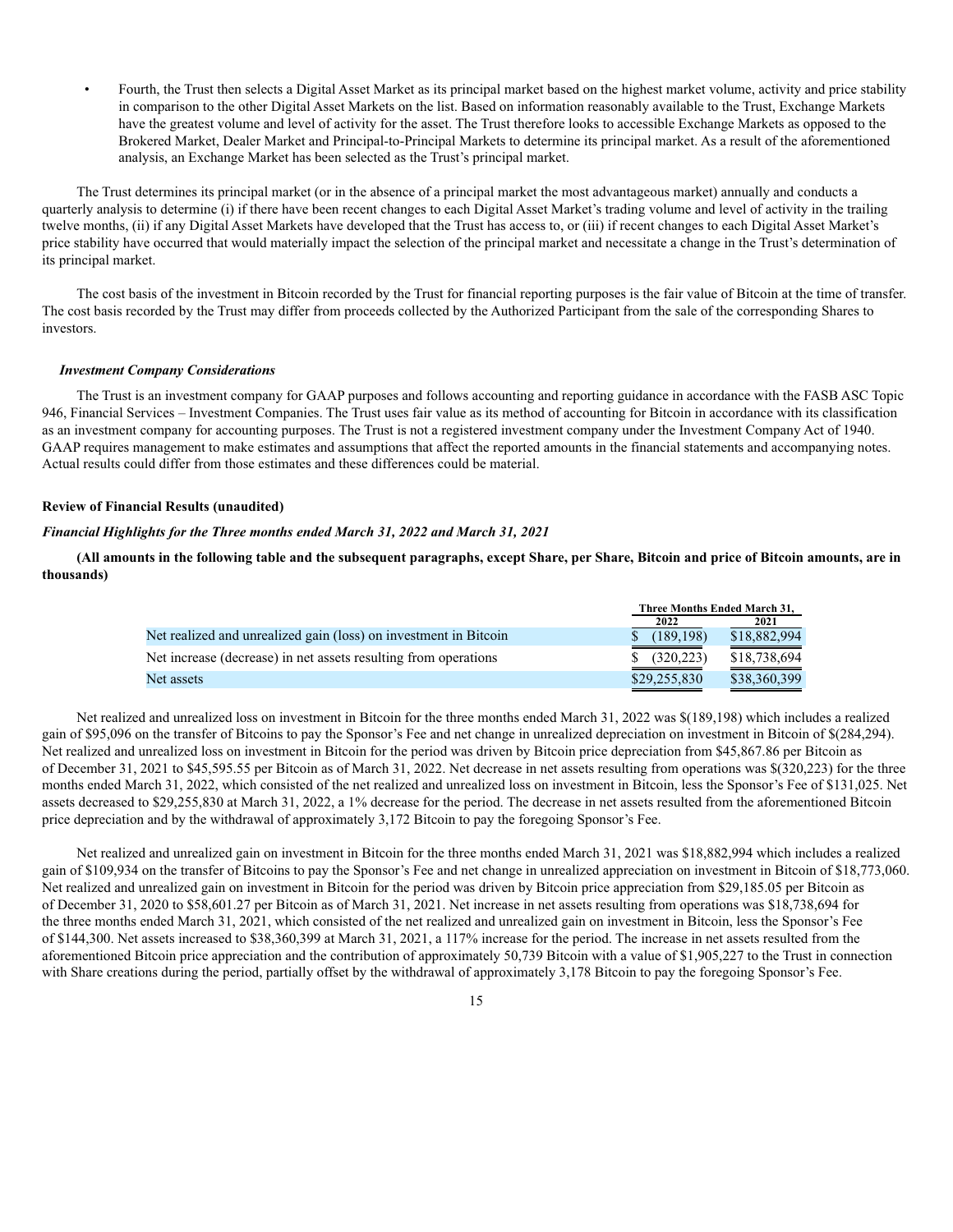- Fourth, the Trust then selects a Digital Asset Market as its principal market based on the highest market volume, activity and price stability in comparison to the other Digital Asset Markets on the list. Based on information reasonably available to the Trust, Exchange Markets have the greatest volume and level of activity for the asset. The Trust therefore looks to accessible Exchange Markets as opposed to the Brokered Market, Dealer Market and Principal-to-Principal Markets to determine its principal market. As a result of the aforementioned analysis, an Exchange Market has been selected as the Trust's principal market.

The Trust determines its principal market (or in the absence of a principal market the most advantageous market) annually and conducts a quarterly analysis to determine (i) if there have been recent changes to each Digital Asset Market's trading volume and level of activity in the trailing twelve months, (ii) if any Digital Asset Markets have developed that the Trust has access to, or (iii) if recent changes to each Digital Asset Market's price stability have occurred that would materially impact the selection of the principal market and necessitate a change in the Trust's determination of its principal market.

The cost basis of the investment in Bitcoin recorded by the Trust for financial reporting purposes is the fair value of Bitcoin at the time of transfer. The cost basis recorded by the Trust may differ from proceeds collected by the Authorized Participant from the sale of the corresponding Shares to investors.

### *Investment Company Considerations*

The Trust is an investment company for GAAP purposes and follows accounting and reporting guidance in accordance with the FASB ASC Topic 946, Financial Services – Investment Companies. The Trust uses fair value as its method of accounting for Bitcoin in accordance with its classification as an investment company for accounting purposes. The Trust is not a registered investment company under the Investment Company Act of 1940. GAAP requires management to make estimates and assumptions that affect the reported amounts in the financial statements and accompanying notes. Actual results could differ from those estimates and these differences could be material.

## Review of Financial Results (unaudited)

### *Financial Highlights for the Three months ended March 31, 2022 and March 31, 2021*

**(All amounts in the following table and the subsequent paragraphs, except Share, per Share, Bitcoin and price of Bitcoin amounts, are in thousands)**

| | Three Months Ended March 31, | |
|---|---|---|
| | 2022 | 2021 |
| Net realized and unrealized gain (loss) on investment in Bitcoin | $ (189,198) | $18,882,994 |
| Net increase (decrease) in net assets resulting from operations | $ (320,223) | $18,738,694 |
| Net assets | $29,255,830 | $38,360,399 |

Net realized and unrealized loss on investment in Bitcoin for the three months ended March 31, 2022 was $(189,198) which includes a realized gain of $95,096 on the transfer of Bitcoins to pay the Sponsor's Fee and net change in unrealized depreciation on investment in Bitcoin of $(284,294). Net realized and unrealized loss on investment in Bitcoin for the period was driven by Bitcoin price depreciation from $45,867.86 per Bitcoin as of December 31, 2021 to $45,595.55 per Bitcoin as of March 31, 2022. Net decrease in net assets resulting from operations was $(320,223) for the three months ended March 31, 2022, which consisted of the net realized and unrealized loss on investment in Bitcoin, less the Sponsor's Fee of $131,025. Net assets decreased to $29,255,830 at March 31, 2022, a 1% decrease for the period. The decrease in net assets resulted from the aforementioned Bitcoin price depreciation and by the withdrawal of approximately 3,172 Bitcoin to pay the foregoing Sponsor's Fee.

Net realized and unrealized gain on investment in Bitcoin for the three months ended March 31, 2021 was $18,882,994 which includes a realized gain of $109,934 on the transfer of Bitcoins to pay the Sponsor's Fee and net change in unrealized appreciation on investment in Bitcoin of $18,773,060. Net realized and unrealized gain on investment in Bitcoin for the period was driven by Bitcoin price appreciation from $29,185.05 per Bitcoin as of December 31, 2020 to $58,601.27 per Bitcoin as of March 31, 2021. Net increase in net assets resulting from operations was $18,738,694 for the three months ended March 31, 2021, which consisted of the net realized and unrealized gain on investment in Bitcoin, less the Sponsor's Fee of $144,300. Net assets increased to $38,360,399 at March 31, 2021, a 117% increase for the period. The increase in net assets resulted from the aforementioned Bitcoin price appreciation and the contribution of approximately 50,739 Bitcoin with a value of $1,905,227 to the Trust in connection with Share creations during the period, partially offset by the withdrawal of approximately 3,178 Bitcoin to pay the foregoing Sponsor's Fee.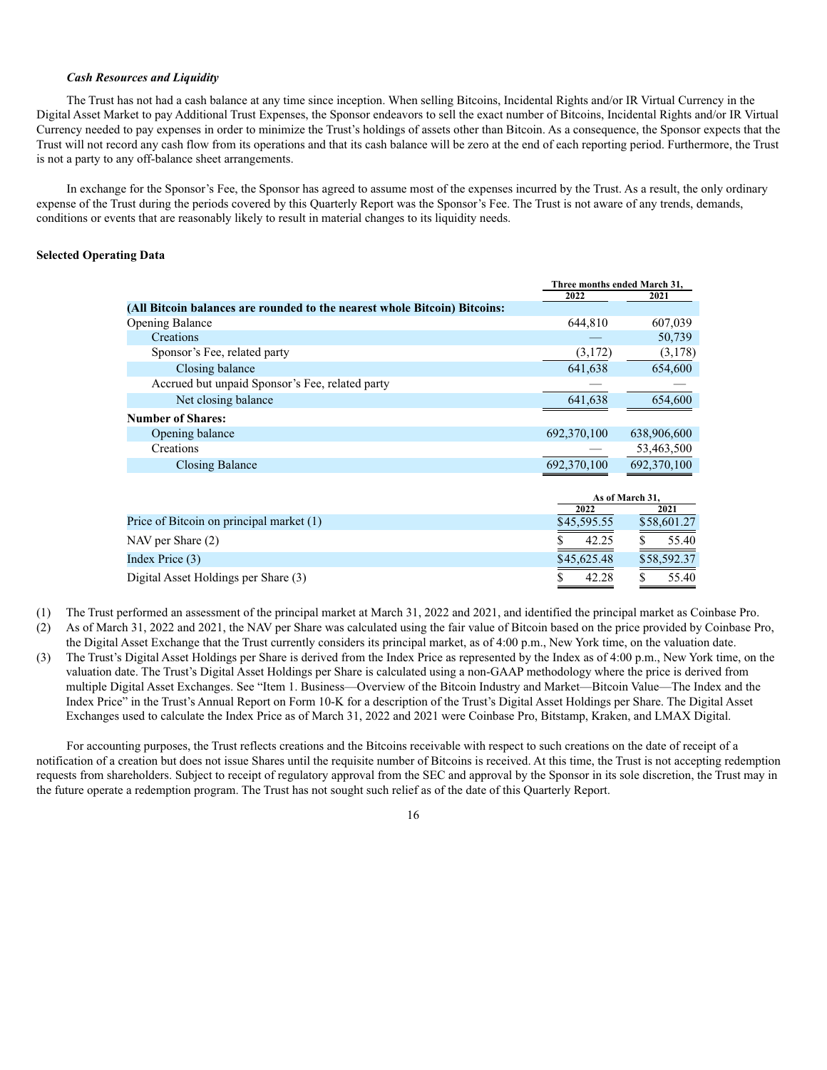***Cash Resources and Liquidity***

The Trust has not had a cash balance at any time since inception. When selling Bitcoins, Incidental Rights and/or IR Virtual Currency in the Digital Asset Market to pay Additional Trust Expenses, the Sponsor endeavors to sell the exact number of Bitcoins, Incidental Rights and/or IR Virtual Currency needed to pay expenses in order to minimize the Trust's holdings of assets other than Bitcoin. As a consequence, the Sponsor expects that the Trust will not record any cash flow from its operations and that its cash balance will be zero at the end of each reporting period. Furthermore, the Trust is not a party to any off-balance sheet arrangements.

In exchange for the Sponsor's Fee, the Sponsor has agreed to assume most of the expenses incurred by the Trust. As a result, the only ordinary expense of the Trust during the periods covered by this Quarterly Report was the Sponsor's Fee. The Trust is not aware of any trends, demands, conditions or events that are reasonably likely to result in material changes to its liquidity needs.

**Selected Operating Data**

| | Three months ended March 31, | |
|---|---|---|
| | 2022 | 2021 |
| **(All Bitcoin balances are rounded to the nearest whole Bitcoin) Bitcoins:** | | |
| Opening Balance | 644,810 | 607,039 |
| Creations | — | 50,739 |
| Sponsor's Fee, related party | (3,172) | (3,178) |
| Closing balance | 641,638 | 654,600 |
| Accrued but unpaid Sponsor's Fee, related party | — | — |
| Net closing balance | 641,638 | 654,600 |
| **Number of Shares:** | | |
| Opening balance | 692,370,100 | 638,906,600 |
| Creations | — | 53,463,500 |
| Closing Balance | 692,370,100 | 692,370,100 |

| | As of March 31, | |
|---|---|---|
| | 2022 | 2021 |
| Price of Bitcoin on principal market (1) | $45,595.55 | $58,601.27 |
| NAV per Share (2) | $ 42.25 | $ 55.40 |
| Index Price (3) | $45,625.48 | $58,592.37 |
| Digital Asset Holdings per Share (3) | $ 42.28 | $ 55.40 |

(1) The Trust performed an assessment of the principal market at March 31, 2022 and 2021, and identified the principal market as Coinbase Pro.

(2) As of March 31, 2022 and 2021, the NAV per Share was calculated using the fair value of Bitcoin based on the price provided by Coinbase Pro, the Digital Asset Exchange that the Trust currently considers its principal market, as of 4:00 p.m., New York time, on the valuation date.

(3) The Trust's Digital Asset Holdings per Share is derived from the Index Price as represented by the Index as of 4:00 p.m., New York time, on the valuation date. The Trust's Digital Asset Holdings per Share is calculated using a non-GAAP methodology where the price is derived from multiple Digital Asset Exchanges. See "Item 1. Business—Overview of the Bitcoin Industry and Market—Bitcoin Value—The Index and the Index Price" in the Trust's Annual Report on Form 10-K for a description of the Trust's Digital Asset Holdings per Share. The Digital Asset Exchanges used to calculate the Index Price as of March 31, 2022 and 2021 were Coinbase Pro, Bitstamp, Kraken, and LMAX Digital.

For accounting purposes, the Trust reflects creations and the Bitcoins receivable with respect to such creations on the date of receipt of a notification of a creation but does not issue Shares until the requisite number of Bitcoins is received. At this time, the Trust is not accepting redemption requests from shareholders. Subject to receipt of regulatory approval from the SEC and approval by the Sponsor in its sole discretion, the Trust may in the future operate a redemption program. The Trust has not sought such relief as of the date of this Quarterly Report.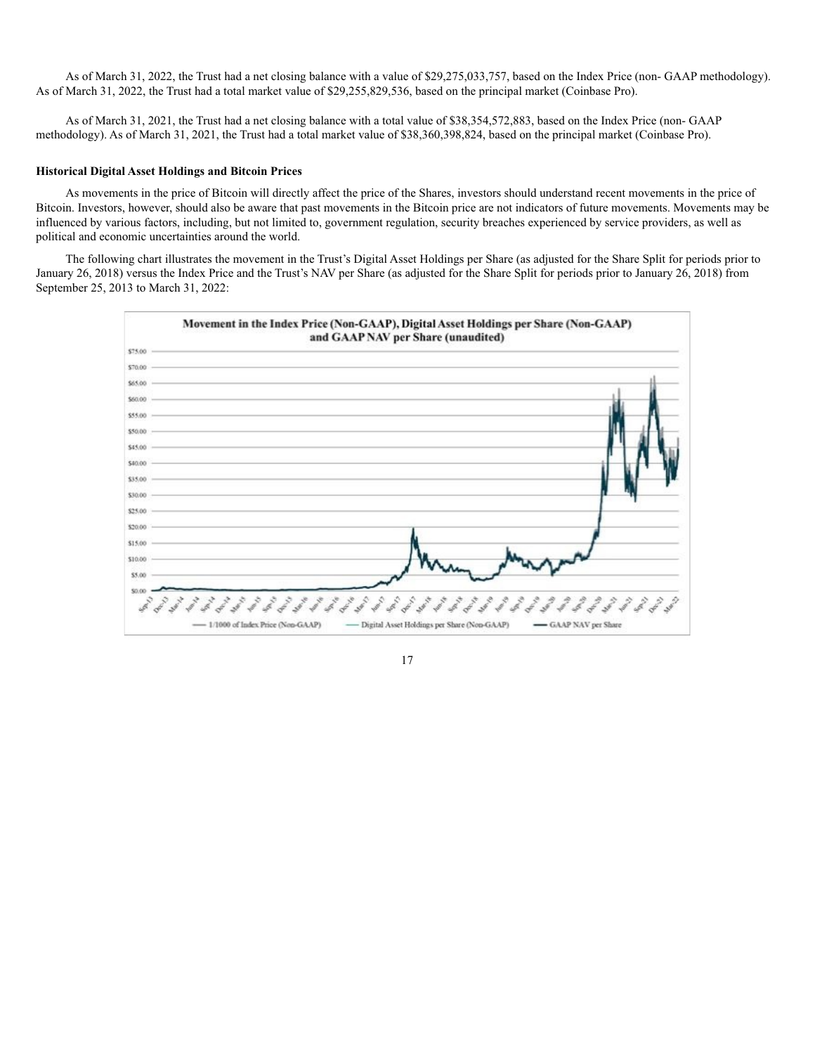As of March 31, 2022, the Trust had a net closing balance with a value of $29,275,033,757, based on the Index Price (non- GAAP methodology). As of March 31, 2022, the Trust had a total market value of $29,255,829,536, based on the principal market (Coinbase Pro).

As of March 31, 2021, the Trust had a net closing balance with a total value of $38,354,572,883, based on the Index Price (non- GAAP methodology). As of March 31, 2021, the Trust had a total market value of $38,360,398,824, based on the principal market (Coinbase Pro).

**Historical Digital Asset Holdings and Bitcoin Prices**

As movements in the price of Bitcoin will directly affect the price of the Shares, investors should understand recent movements in the price of Bitcoin. Investors, however, should also be aware that past movements in the Bitcoin price are not indicators of future movements. Movements may be influenced by various factors, including, but not limited to, government regulation, security breaches experienced by service providers, as well as political and economic uncertainties around the world.

The following chart illustrates the movement in the Trust's Digital Asset Holdings per Share (as adjusted for the Share Split for periods prior to January 26, 2018) versus the Index Price and the Trust's NAV per Share (as adjusted for the Share Split for periods prior to January 26, 2018) from September 25, 2013 to March 31, 2022:

**Movement in the Index Price (Non-GAAP), Digital Asset Holdings per Share (Non-GAAP) and GAAP NAV per Share (unaudited)**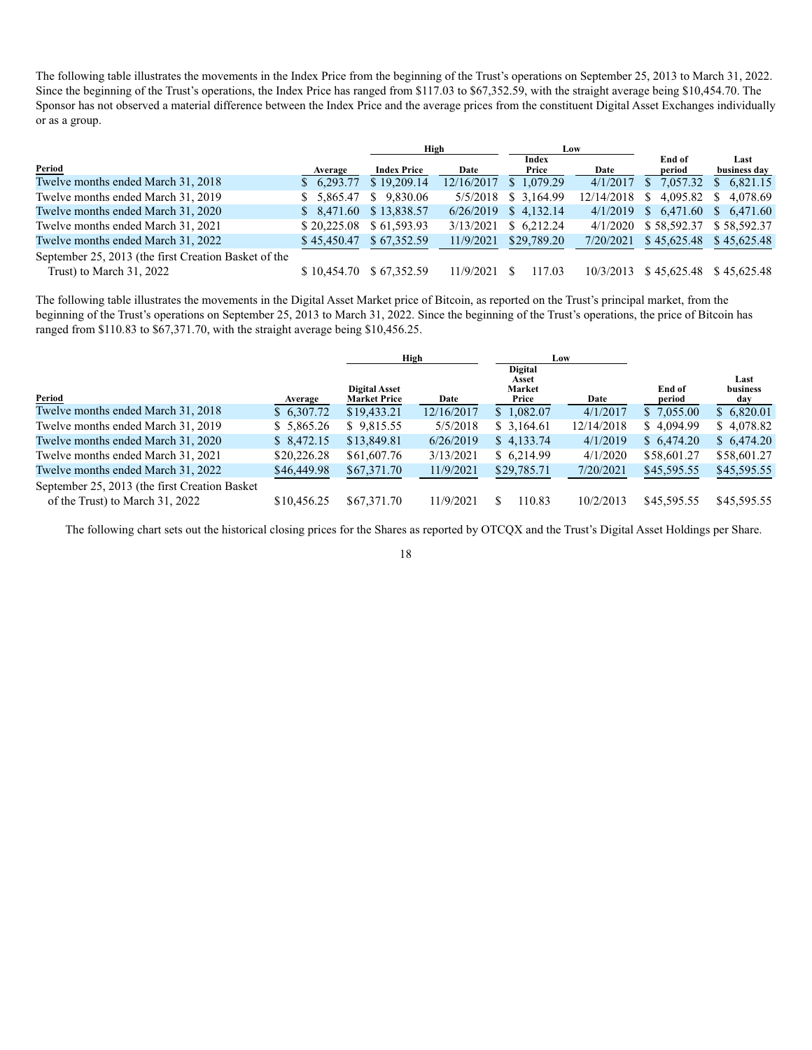The following table illustrates the movements in the Index Price from the beginning of the Trust's operations on September 25, 2013 to March 31, 2022. Since the beginning of the Trust's operations, the Index Price has ranged from $117.03 to $67,352.59, with the straight average being $10,454.70. The Sponsor has not observed a material difference between the Index Price and the average prices from the constituent Digital Asset Exchanges individually or as a group.

| | | High | | Low | | | |
|---|---|---|---|---|---|---|---|
| Period | Average | Index Price | Date | Index Price | Date | End of period | Last business day |
| Twelve months ended March 31, 2018 | $ 6,293.77 | $ 19,209.14 | 12/16/2017 | $ 1,079.29 | 4/1/2017 | $ 7,057.32 | $ 6,821.15 |
| Twelve months ended March 31, 2019 | $ 5,865.47 | $ 9,830.06 | 5/5/2018 | $ 3,164.99 | 12/14/2018 | $ 4,095.82 | $ 4,078.69 |
| Twelve months ended March 31, 2020 | $ 8,471.60 | $ 13,838.57 | 6/26/2019 | $ 4,132.14 | 4/1/2019 | $ 6,471.60 | $ 6,471.60 |
| Twelve months ended March 31, 2021 | $ 20,225.08 | $ 61,593.93 | 3/13/2021 | $ 6,212.24 | 4/1/2020 | $ 58,592.37 | $ 58,592.37 |
| Twelve months ended March 31, 2022 | $ 45,450.47 | $ 67,352.59 | 11/9/2021 | $29,789.20 | 7/20/2021 | $ 45,625.48 | $ 45,625.48 |
| September 25, 2013 (the first Creation Basket of the Trust) to March 31, 2022 | $ 10,454.70 | $ 67,352.59 | 11/9/2021 | $ 117.03 | 10/3/2013 | $ 45,625.48 | $ 45,625.48 |

The following table illustrates the movements in the Digital Asset Market price of Bitcoin, as reported on the Trust's principal market, from the beginning of the Trust's operations on September 25, 2013 to March 31, 2022. Since the beginning of the Trust's operations, the price of Bitcoin has ranged from $110.83 to $67,371.70, with the straight average being $10,456.25.

| | | High | | Low | | | |
|---|---|---|---|---|---|---|---|
| Period | Average | Digital Asset Market Price | Date | Digital Asset Market Price | Date | End of period | Last business day |
| Twelve months ended March 31, 2018 | $ 6,307.72 | $19,433.21 | 12/16/2017 | $ 1,082.07 | 4/1/2017 | $ 7,055.00 | $ 6,820.01 |
| Twelve months ended March 31, 2019 | $ 5,865.26 | $ 9,815.55 | 5/5/2018 | $ 3,164.61 | 12/14/2018 | $ 4,094.99 | $ 4,078.82 |
| Twelve months ended March 31, 2020 | $ 8,472.15 | $13,849.81 | 6/26/2019 | $ 4,133.74 | 4/1/2019 | $ 6,474.20 | $ 6,474.20 |
| Twelve months ended March 31, 2021 | $20,226.28 | $61,607.76 | 3/13/2021 | $ 6,214.99 | 4/1/2020 | $58,601.27 | $58,601.27 |
| Twelve months ended March 31, 2022 | $46,449.98 | $67,371.70 | 11/9/2021 | $29,785.71 | 7/20/2021 | $45,595.55 | $45,595.55 |
| September 25, 2013 (the first Creation Basket of the Trust) to March 31, 2022 | $10,456.25 | $67,371.70 | 11/9/2021 | $ 110.83 | 10/2/2013 | $45,595.55 | $45,595.55 |

The following chart sets out the historical closing prices for the Shares as reported by OTCQX and the Trust's Digital Asset Holdings per Share.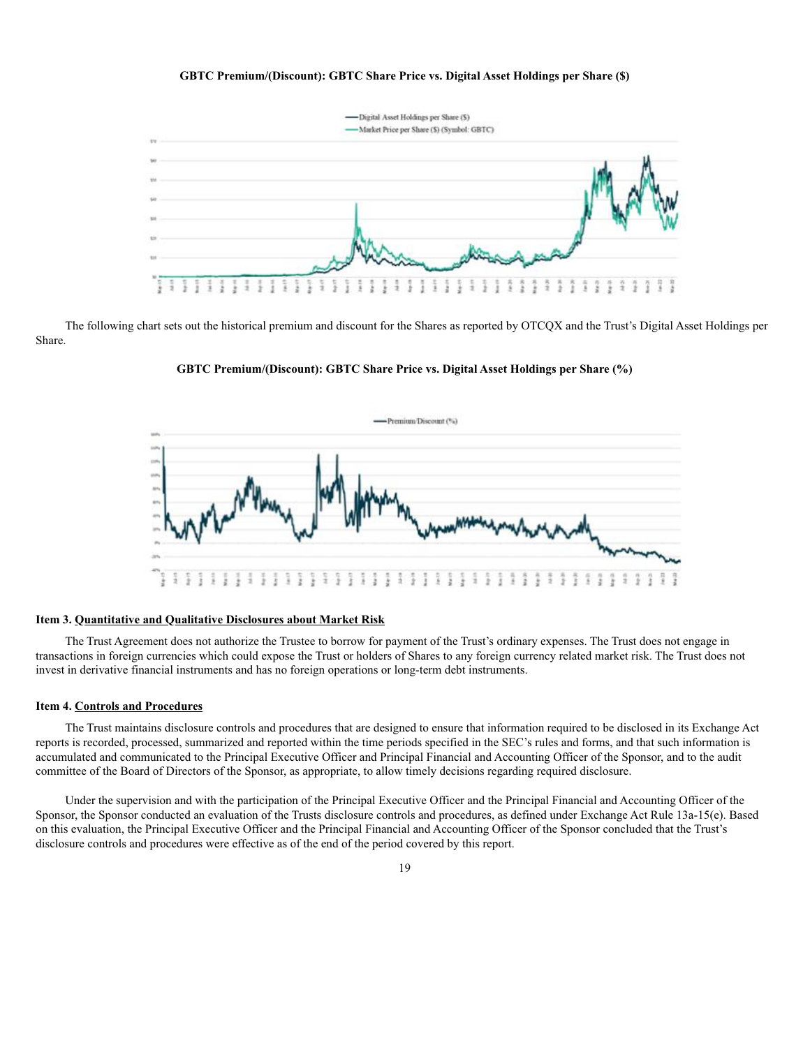**GBTC Premium/(Discount): GBTC Share Price vs. Digital Asset Holdings per Share ($)**

The following chart sets out the historical premium and discount for the Shares as reported by OTCQX and the Trust's Digital Asset Holdings per Share.

**GBTC Premium/(Discount): GBTC Share Price vs. Digital Asset Holdings per Share (%)**

### Item 3. Quantitative and Qualitative Disclosures about Market Risk

The Trust Agreement does not authorize the Trustee to borrow for payment of the Trust's ordinary expenses. The Trust does not engage in transactions in foreign currencies which could expose the Trust or holders of Shares to any foreign currency related market risk. The Trust does not invest in derivative financial instruments and has no foreign operations or long-term debt instruments.

### Item 4. Controls and Procedures

The Trust maintains disclosure controls and procedures that are designed to ensure that information required to be disclosed in its Exchange Act reports is recorded, processed, summarized and reported within the time periods specified in the SEC's rules and forms, and that such information is accumulated and communicated to the Principal Executive Officer and Principal Financial and Accounting Officer of the Sponsor, and to the audit committee of the Board of Directors of the Sponsor, as appropriate, to allow timely decisions regarding required disclosure.

Under the supervision and with the participation of the Principal Executive Officer and the Principal Financial and Accounting Officer of the Sponsor, the Sponsor conducted an evaluation of the Trusts disclosure controls and procedures, as defined under Exchange Act Rule 13a-15(e). Based on this evaluation, the Principal Executive Officer and the Principal Financial and Accounting Officer of the Sponsor concluded that the Trust's disclosure controls and procedures were effective as of the end of the period covered by this report.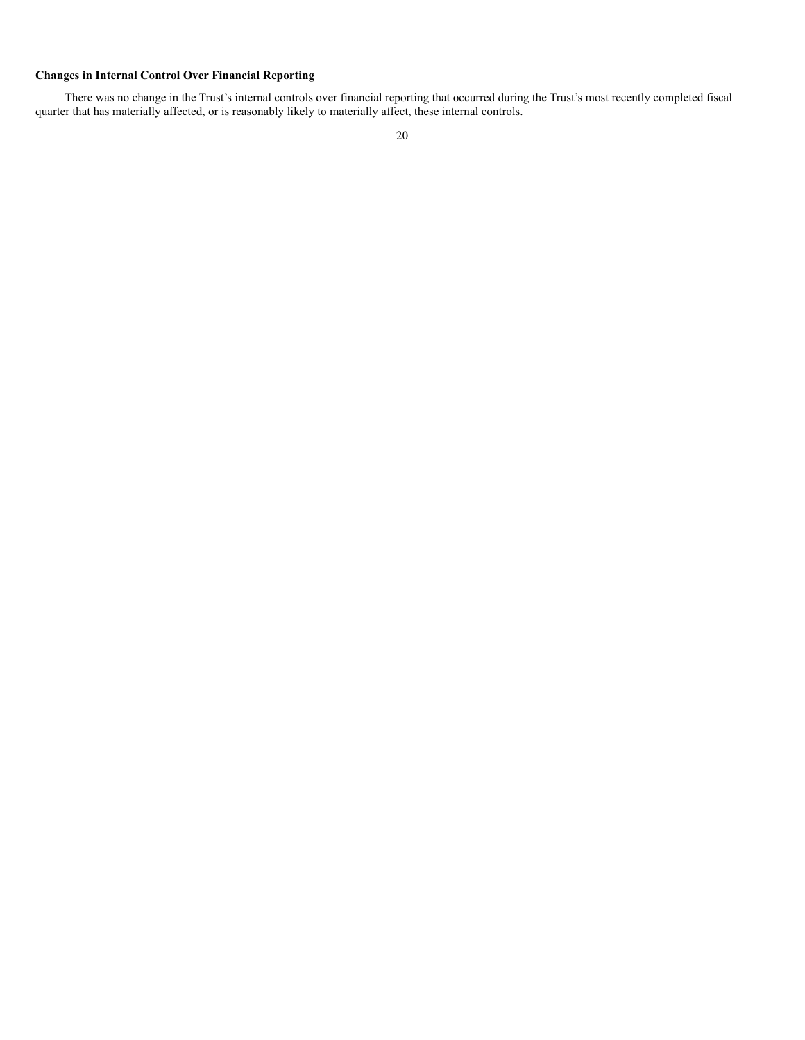**Changes in Internal Control Over Financial Reporting**

There was no change in the Trust’s internal controls over financial reporting that occurred during the Trust’s most recently completed fiscal quarter that has materially affected, or is reasonably likely to materially affect, these internal controls.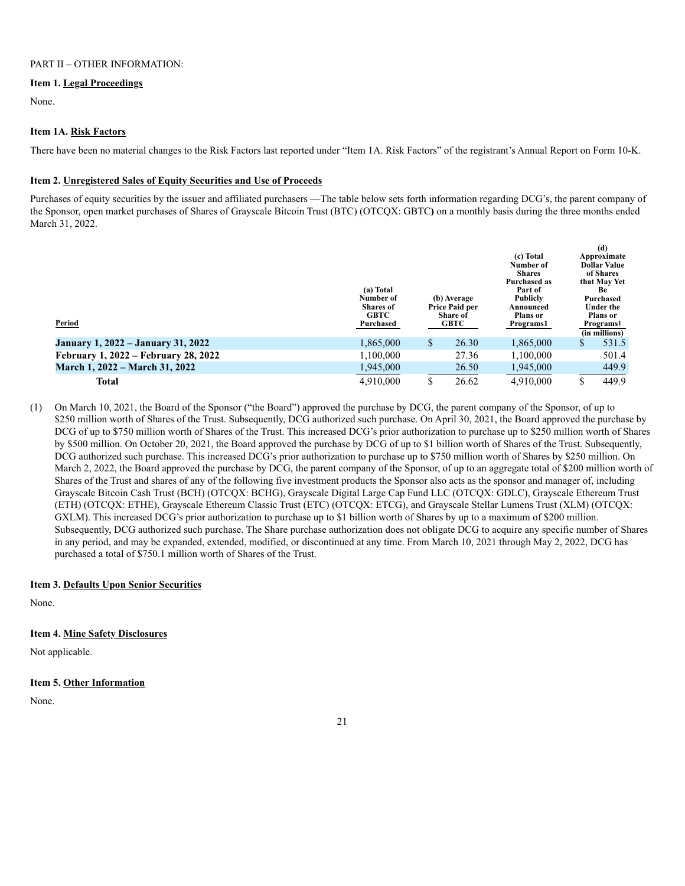PART II – OTHER INFORMATION:

**Item 1. Legal Proceedings**

None.

**Item 1A. Risk Factors**

There have been no material changes to the Risk Factors last reported under "Item 1A. Risk Factors" of the registrant's Annual Report on Form 10-K.

**Item 2. Unregistered Sales of Equity Securities and Use of Proceeds**

Purchases of equity securities by the issuer and affiliated purchasers —The table below sets forth information regarding DCG's, the parent company of the Sponsor, open market purchases of Shares of Grayscale Bitcoin Trust (BTC) (OTCQX: GBTC) on a monthly basis during the three months ended March 31, 2022.

| Period | (a) Total Number of Shares of GBTC Purchased | (b) Average Price Paid per Share of GBTC | (c) Total Number of Shares Purchased as Part of Publicly Announced Plans or Programs1 | (d) Approximate Dollar Value of Shares that May Yet Be Purchased Under the Plans or Programs1 (in millions) |
|---|---|---|---|---|
| **January 1, 2022 – January 31, 2022** | 1,865,000 | $ 26.30 | 1,865,000 | $ 531.5 |
| **February 1, 2022 – February 28, 2022** | 1,100,000 | 27.36 | 1,100,000 | 501.4 |
| **March 1, 2022 – March 31, 2022** | 1,945,000 | 26.50 | 1,945,000 | 449.9 |
| **Total** | 4,910,000 | $ 26.62 | 4,910,000 | $ 449.9 |

(1) On March 10, 2021, the Board of the Sponsor ("the Board") approved the purchase by DCG, the parent company of the Sponsor, of up to $250 million worth of Shares of the Trust. Subsequently, DCG authorized such purchase. On April 30, 2021, the Board approved the purchase by DCG of up to $750 million worth of Shares of the Trust. This increased DCG's prior authorization to purchase up to $250 million worth of Shares by $500 million. On October 20, 2021, the Board approved the purchase by DCG of up to $1 billion worth of Shares of the Trust. Subsequently, DCG authorized such purchase. This increased DCG's prior authorization to purchase up to $750 million worth of Shares by $250 million. On March 2, 2022, the Board approved the purchase by DCG, the parent company of the Sponsor, of up to an aggregate total of $200 million worth of Shares of the Trust and shares of any of the following five investment products the Sponsor also acts as the sponsor and manager of, including Grayscale Bitcoin Cash Trust (BCH) (OTCQX: BCHG), Grayscale Digital Large Cap Fund LLC (OTCQX: GDLC), Grayscale Ethereum Trust (ETH) (OTCQX: ETHE), Grayscale Ethereum Classic Trust (ETC) (OTCQX: ETCG), and Grayscale Stellar Lumens Trust (XLM) (OTCQX: GXLM). This increased DCG's prior authorization to purchase up to $1 billion worth of Shares by up to a maximum of $200 million. Subsequently, DCG authorized such purchase. The Share purchase authorization does not obligate DCG to acquire any specific number of Shares in any period, and may be expanded, extended, modified, or discontinued at any time. From March 10, 2021 through May 2, 2022, DCG has purchased a total of $750.1 million worth of Shares of the Trust.

**Item 3. Defaults Upon Senior Securities**

None.

**Item 4. Mine Safety Disclosures**

Not applicable.

**Item 5. Other Information**

None.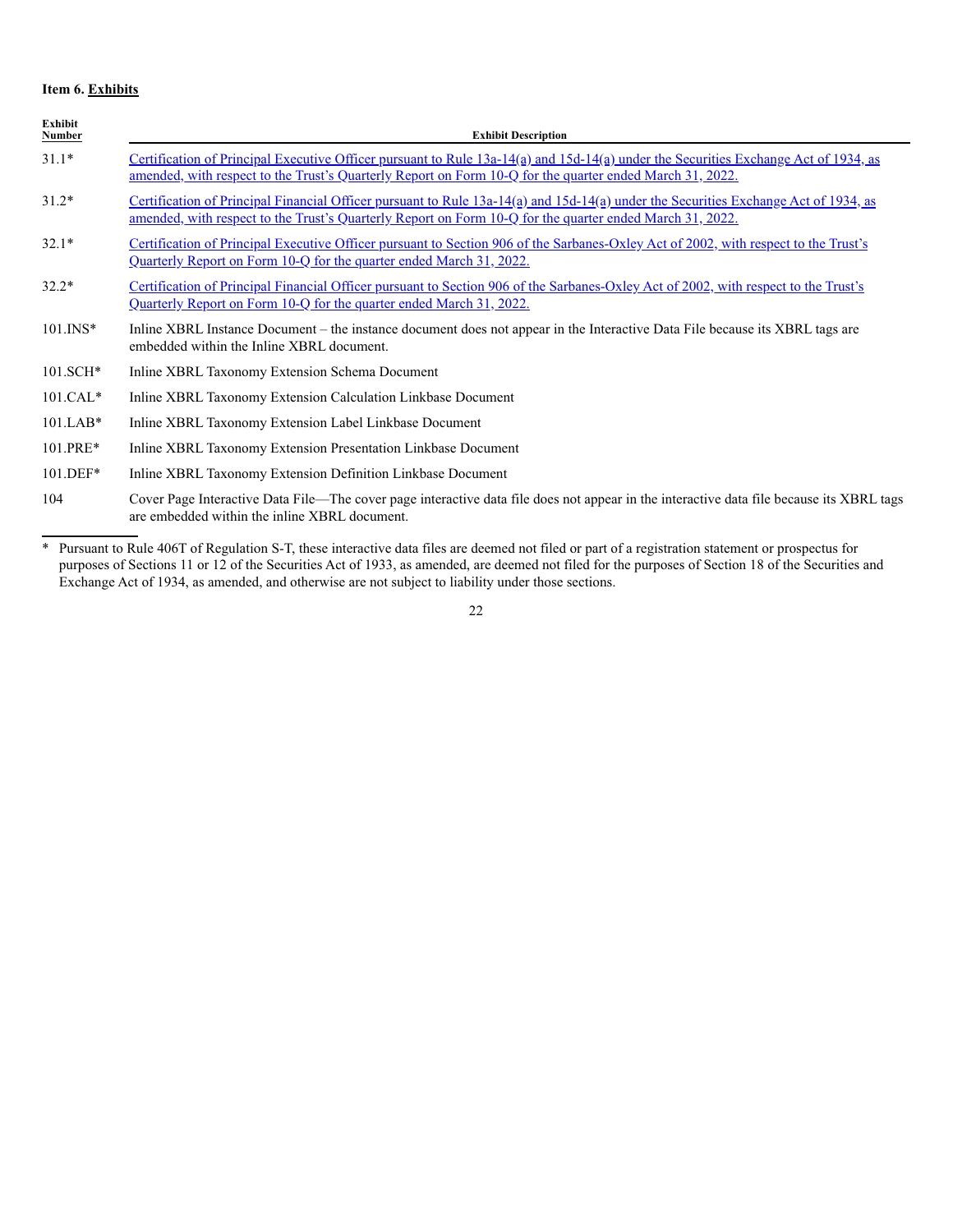**Item 6. Exhibits**

| Exhibit Number | Exhibit Description |
| --- | --- |
| 31.1* | Certification of Principal Executive Officer pursuant to Rule 13a-14(a) and 15d-14(a) under the Securities Exchange Act of 1934, as amended, with respect to the Trust's Quarterly Report on Form 10-Q for the quarter ended March 31, 2022. |
| 31.2* | Certification of Principal Financial Officer pursuant to Rule 13a-14(a) and 15d-14(a) under the Securities Exchange Act of 1934, as amended, with respect to the Trust's Quarterly Report on Form 10-Q for the quarter ended March 31, 2022. |
| 32.1* | Certification of Principal Executive Officer pursuant to Section 906 of the Sarbanes-Oxley Act of 2002, with respect to the Trust's Quarterly Report on Form 10-Q for the quarter ended March 31, 2022. |
| 32.2* | Certification of Principal Financial Officer pursuant to Section 906 of the Sarbanes-Oxley Act of 2002, with respect to the Trust's Quarterly Report on Form 10-Q for the quarter ended March 31, 2022. |
| 101.INS* | Inline XBRL Instance Document – the instance document does not appear in the Interactive Data File because its XBRL tags are embedded within the Inline XBRL document. |
| 101.SCH* | Inline XBRL Taxonomy Extension Schema Document |
| 101.CAL* | Inline XBRL Taxonomy Extension Calculation Linkbase Document |
| 101.LAB* | Inline XBRL Taxonomy Extension Label Linkbase Document |
| 101.PRE* | Inline XBRL Taxonomy Extension Presentation Linkbase Document |
| 101.DEF* | Inline XBRL Taxonomy Extension Definition Linkbase Document |
| 104 | Cover Page Interactive Data File—The cover page interactive data file does not appear in the interactive data file because its XBRL tags are embedded within the inline XBRL document. |

\* Pursuant to Rule 406T of Regulation S-T, these interactive data files are deemed not filed or part of a registration statement or prospectus for purposes of Sections 11 or 12 of the Securities Act of 1933, as amended, are deemed not filed for the purposes of Section 18 of the Securities and Exchange Act of 1934, as amended, and otherwise are not subject to liability under those sections.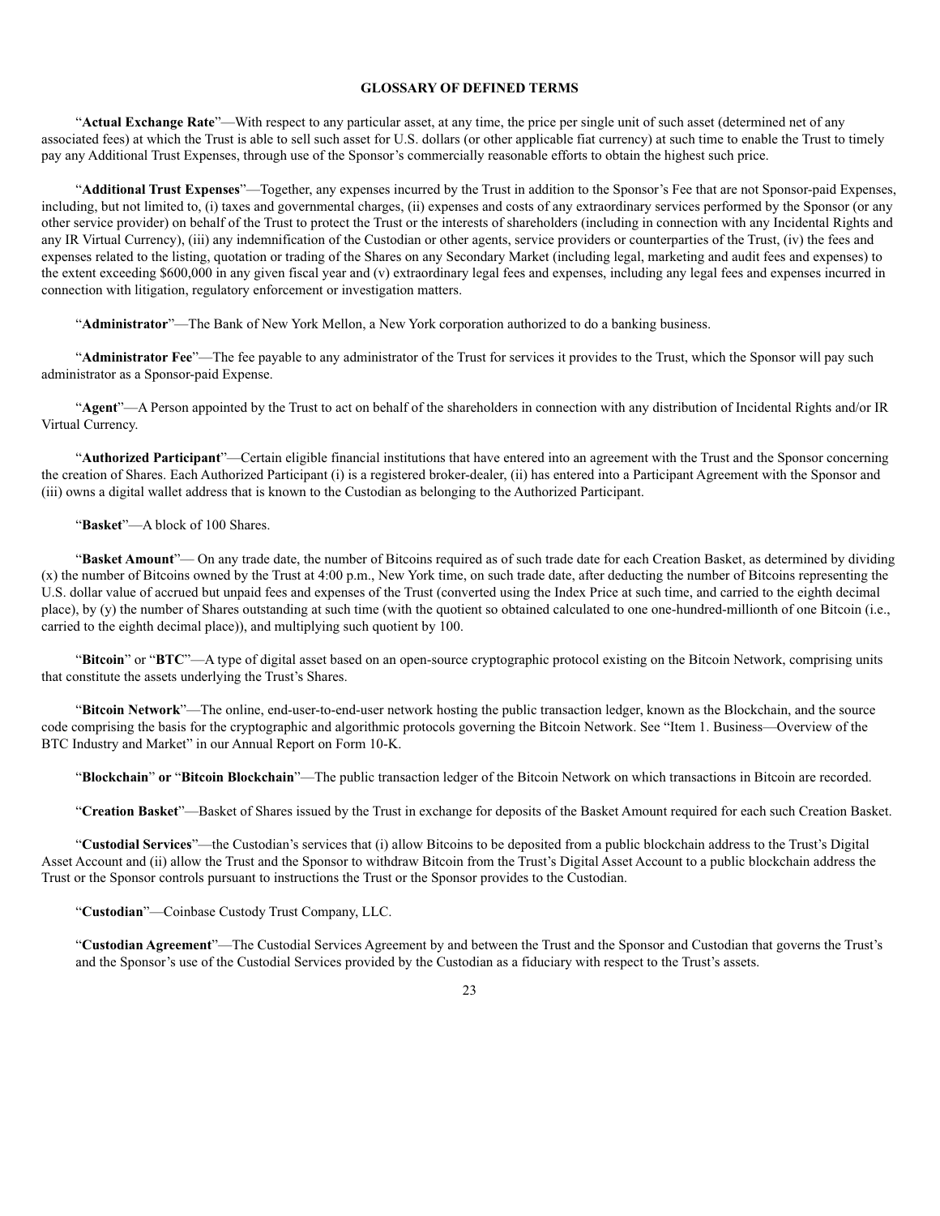## GLOSSARY OF DEFINED TERMS

"**Actual Exchange Rate**"—With respect to any particular asset, at any time, the price per single unit of such asset (determined net of any associated fees) at which the Trust is able to sell such asset for U.S. dollars (or other applicable fiat currency) at such time to enable the Trust to timely pay any Additional Trust Expenses, through use of the Sponsor's commercially reasonable efforts to obtain the highest such price.

"**Additional Trust Expenses**"—Together, any expenses incurred by the Trust in addition to the Sponsor's Fee that are not Sponsor-paid Expenses, including, but not limited to, (i) taxes and governmental charges, (ii) expenses and costs of any extraordinary services performed by the Sponsor (or any other service provider) on behalf of the Trust to protect the Trust or the interests of shareholders (including in connection with any Incidental Rights and any IR Virtual Currency), (iii) any indemnification of the Custodian or other agents, service providers or counterparties of the Trust, (iv) the fees and expenses related to the listing, quotation or trading of the Shares on any Secondary Market (including legal, marketing and audit fees and expenses) to the extent exceeding $600,000 in any given fiscal year and (v) extraordinary legal fees and expenses, including any legal fees and expenses incurred in connection with litigation, regulatory enforcement or investigation matters.

"**Administrator**"—The Bank of New York Mellon, a New York corporation authorized to do a banking business.

"**Administrator Fee**"—The fee payable to any administrator of the Trust for services it provides to the Trust, which the Sponsor will pay such administrator as a Sponsor-paid Expense.

"**Agent**"—A Person appointed by the Trust to act on behalf of the shareholders in connection with any distribution of Incidental Rights and/or IR Virtual Currency.

"**Authorized Participant**"—Certain eligible financial institutions that have entered into an agreement with the Trust and the Sponsor concerning the creation of Shares. Each Authorized Participant (i) is a registered broker-dealer, (ii) has entered into a Participant Agreement with the Sponsor and (iii) owns a digital wallet address that is known to the Custodian as belonging to the Authorized Participant.

"**Basket**"—A block of 100 Shares.

"**Basket Amount**"— On any trade date, the number of Bitcoins required as of such trade date for each Creation Basket, as determined by dividing (x) the number of Bitcoins owned by the Trust at 4:00 p.m., New York time, on such trade date, after deducting the number of Bitcoins representing the U.S. dollar value of accrued but unpaid fees and expenses of the Trust (converted using the Index Price at such time, and carried to the eighth decimal place), by (y) the number of Shares outstanding at such time (with the quotient so obtained calculated to one one-hundred-millionth of one Bitcoin (i.e., carried to the eighth decimal place)), and multiplying such quotient by 100.

"**Bitcoin**" or "**BTC**"—A type of digital asset based on an open-source cryptographic protocol existing on the Bitcoin Network, comprising units that constitute the assets underlying the Trust's Shares.

"**Bitcoin Network**"—The online, end-user-to-end-user network hosting the public transaction ledger, known as the Blockchain, and the source code comprising the basis for the cryptographic and algorithmic protocols governing the Bitcoin Network. See "Item 1. Business—Overview of the BTC Industry and Market" in our Annual Report on Form 10-K.

"**Blockchain**" **or** "**Bitcoin Blockchain**"—The public transaction ledger of the Bitcoin Network on which transactions in Bitcoin are recorded.

"**Creation Basket**"—Basket of Shares issued by the Trust in exchange for deposits of the Basket Amount required for each such Creation Basket.

"**Custodial Services**"—the Custodian's services that (i) allow Bitcoins to be deposited from a public blockchain address to the Trust's Digital Asset Account and (ii) allow the Trust and the Sponsor to withdraw Bitcoin from the Trust's Digital Asset Account to a public blockchain address the Trust or the Sponsor controls pursuant to instructions the Trust or the Sponsor provides to the Custodian.

"**Custodian**"—Coinbase Custody Trust Company, LLC.

"**Custodian Agreement**"—The Custodial Services Agreement by and between the Trust and the Sponsor and Custodian that governs the Trust's and the Sponsor's use of the Custodial Services provided by the Custodian as a fiduciary with respect to the Trust's assets.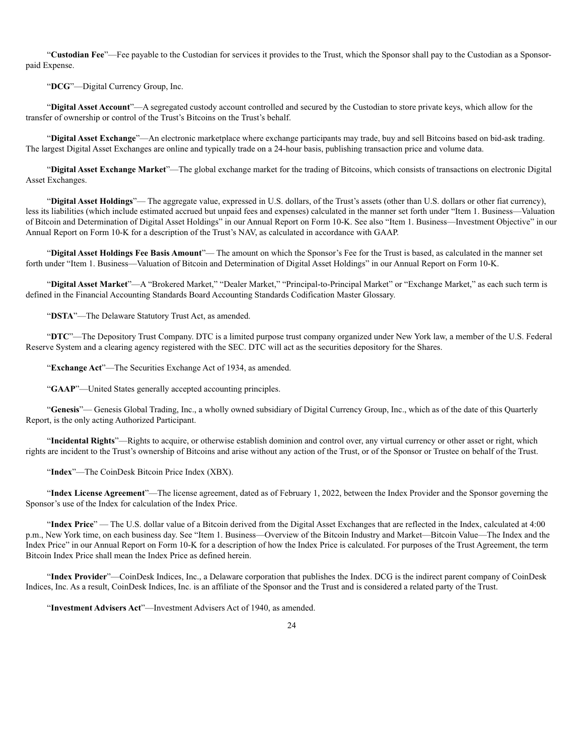"**Custodian Fee**"—Fee payable to the Custodian for services it provides to the Trust, which the Sponsor shall pay to the Custodian as a Sponsor-paid Expense.

"**DCG**"—Digital Currency Group, Inc.

"**Digital Asset Account**"—A segregated custody account controlled and secured by the Custodian to store private keys, which allow for the transfer of ownership or control of the Trust's Bitcoins on the Trust's behalf.

"**Digital Asset Exchange**"—An electronic marketplace where exchange participants may trade, buy and sell Bitcoins based on bid-ask trading. The largest Digital Asset Exchanges are online and typically trade on a 24-hour basis, publishing transaction price and volume data.

"**Digital Asset Exchange Market**"—The global exchange market for the trading of Bitcoins, which consists of transactions on electronic Digital Asset Exchanges.

"**Digital Asset Holdings**"— The aggregate value, expressed in U.S. dollars, of the Trust's assets (other than U.S. dollars or other fiat currency), less its liabilities (which include estimated accrued but unpaid fees and expenses) calculated in the manner set forth under "Item 1. Business—Valuation of Bitcoin and Determination of Digital Asset Holdings" in our Annual Report on Form 10-K. See also "Item 1. Business—Investment Objective" in our Annual Report on Form 10-K for a description of the Trust's NAV, as calculated in accordance with GAAP.

"**Digital Asset Holdings Fee Basis Amount**"— The amount on which the Sponsor's Fee for the Trust is based, as calculated in the manner set forth under "Item 1. Business—Valuation of Bitcoin and Determination of Digital Asset Holdings" in our Annual Report on Form 10-K.

"**Digital Asset Market**"—A "Brokered Market," "Dealer Market," "Principal-to-Principal Market" or "Exchange Market," as each such term is defined in the Financial Accounting Standards Board Accounting Standards Codification Master Glossary.

"**DSTA**"—The Delaware Statutory Trust Act, as amended.

"**DTC**"—The Depository Trust Company. DTC is a limited purpose trust company organized under New York law, a member of the U.S. Federal Reserve System and a clearing agency registered with the SEC. DTC will act as the securities depository for the Shares.

"**Exchange Act**"—The Securities Exchange Act of 1934, as amended.

"**GAAP**"—United States generally accepted accounting principles.

"**Genesis**"— Genesis Global Trading, Inc., a wholly owned subsidiary of Digital Currency Group, Inc., which as of the date of this Quarterly Report, is the only acting Authorized Participant.

"**Incidental Rights**"—Rights to acquire, or otherwise establish dominion and control over, any virtual currency or other asset or right, which rights are incident to the Trust's ownership of Bitcoins and arise without any action of the Trust, or of the Sponsor or Trustee on behalf of the Trust.

"**Index**"—The CoinDesk Bitcoin Price Index (XBX).

"**Index License Agreement**"—The license agreement, dated as of February 1, 2022, between the Index Provider and the Sponsor governing the Sponsor's use of the Index for calculation of the Index Price.

"**Index Price**" — The U.S. dollar value of a Bitcoin derived from the Digital Asset Exchanges that are reflected in the Index, calculated at 4:00 p.m., New York time, on each business day. See "Item 1. Business—Overview of the Bitcoin Industry and Market—Bitcoin Value—The Index and the Index Price" in our Annual Report on Form 10-K for a description of how the Index Price is calculated. For purposes of the Trust Agreement, the term Bitcoin Index Price shall mean the Index Price as defined herein.

"**Index Provider**"—CoinDesk Indices, Inc., a Delaware corporation that publishes the Index. DCG is the indirect parent company of CoinDesk Indices, Inc. As a result, CoinDesk Indices, Inc. is an affiliate of the Sponsor and the Trust and is considered a related party of the Trust.

"**Investment Advisers Act**"—Investment Advisers Act of 1940, as amended.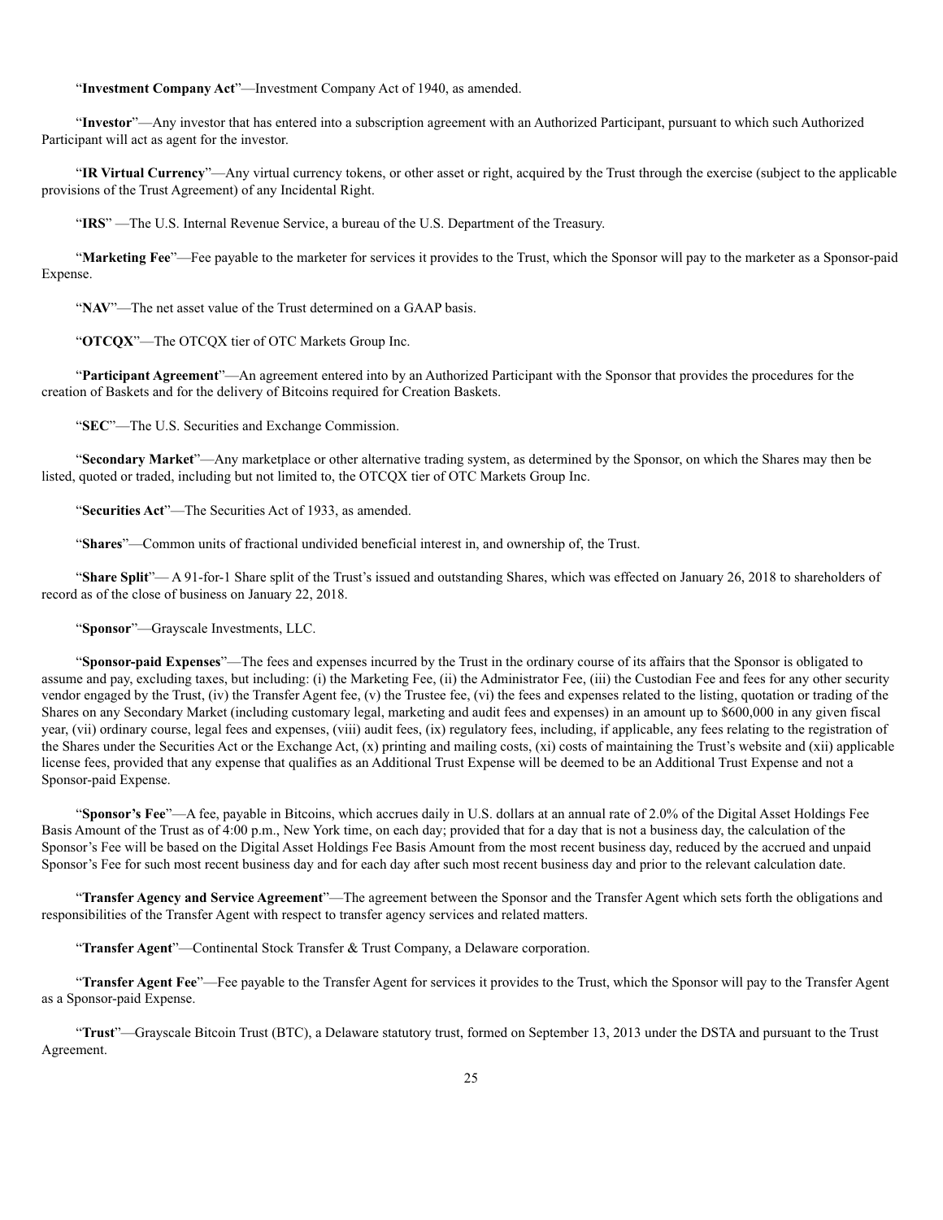"**Investment Company Act**"—Investment Company Act of 1940, as amended.

"**Investor**"—Any investor that has entered into a subscription agreement with an Authorized Participant, pursuant to which such Authorized Participant will act as agent for the investor.

"**IR Virtual Currency**"—Any virtual currency tokens, or other asset or right, acquired by the Trust through the exercise (subject to the applicable provisions of the Trust Agreement) of any Incidental Right.

"**IRS**" —The U.S. Internal Revenue Service, a bureau of the U.S. Department of the Treasury.

"**Marketing Fee**"—Fee payable to the marketer for services it provides to the Trust, which the Sponsor will pay to the marketer as a Sponsor-paid Expense.

"**NAV**"—The net asset value of the Trust determined on a GAAP basis.

"**OTCQX**"—The OTCQX tier of OTC Markets Group Inc.

"**Participant Agreement**"—An agreement entered into by an Authorized Participant with the Sponsor that provides the procedures for the creation of Baskets and for the delivery of Bitcoins required for Creation Baskets.

"**SEC**"—The U.S. Securities and Exchange Commission.

"**Secondary Market**"—Any marketplace or other alternative trading system, as determined by the Sponsor, on which the Shares may then be listed, quoted or traded, including but not limited to, the OTCQX tier of OTC Markets Group Inc.

"**Securities Act**"—The Securities Act of 1933, as amended.

"**Shares**"—Common units of fractional undivided beneficial interest in, and ownership of, the Trust.

"**Share Split**"— A 91-for-1 Share split of the Trust's issued and outstanding Shares, which was effected on January 26, 2018 to shareholders of record as of the close of business on January 22, 2018.

"**Sponsor**"—Grayscale Investments, LLC.

"**Sponsor-paid Expenses**"—The fees and expenses incurred by the Trust in the ordinary course of its affairs that the Sponsor is obligated to assume and pay, excluding taxes, but including: (i) the Marketing Fee, (ii) the Administrator Fee, (iii) the Custodian Fee and fees for any other security vendor engaged by the Trust, (iv) the Transfer Agent fee, (v) the Trustee fee, (vi) the fees and expenses related to the listing, quotation or trading of the Shares on any Secondary Market (including customary legal, marketing and audit fees and expenses) in an amount up to $600,000 in any given fiscal year, (vii) ordinary course, legal fees and expenses, (viii) audit fees, (ix) regulatory fees, including, if applicable, any fees relating to the registration of the Shares under the Securities Act or the Exchange Act, (x) printing and mailing costs, (xi) costs of maintaining the Trust's website and (xii) applicable license fees, provided that any expense that qualifies as an Additional Trust Expense will be deemed to be an Additional Trust Expense and not a Sponsor-paid Expense.

"**Sponsor's Fee**"—A fee, payable in Bitcoins, which accrues daily in U.S. dollars at an annual rate of 2.0% of the Digital Asset Holdings Fee Basis Amount of the Trust as of 4:00 p.m., New York time, on each day; provided that for a day that is not a business day, the calculation of the Sponsor's Fee will be based on the Digital Asset Holdings Fee Basis Amount from the most recent business day, reduced by the accrued and unpaid Sponsor's Fee for such most recent business day and for each day after such most recent business day and prior to the relevant calculation date.

"**Transfer Agency and Service Agreement**"—The agreement between the Sponsor and the Transfer Agent which sets forth the obligations and responsibilities of the Transfer Agent with respect to transfer agency services and related matters.

"**Transfer Agent**"—Continental Stock Transfer & Trust Company, a Delaware corporation.

"**Transfer Agent Fee**"—Fee payable to the Transfer Agent for services it provides to the Trust, which the Sponsor will pay to the Transfer Agent as a Sponsor-paid Expense.

"**Trust**"—Grayscale Bitcoin Trust (BTC), a Delaware statutory trust, formed on September 13, 2013 under the DSTA and pursuant to the Trust Agreement.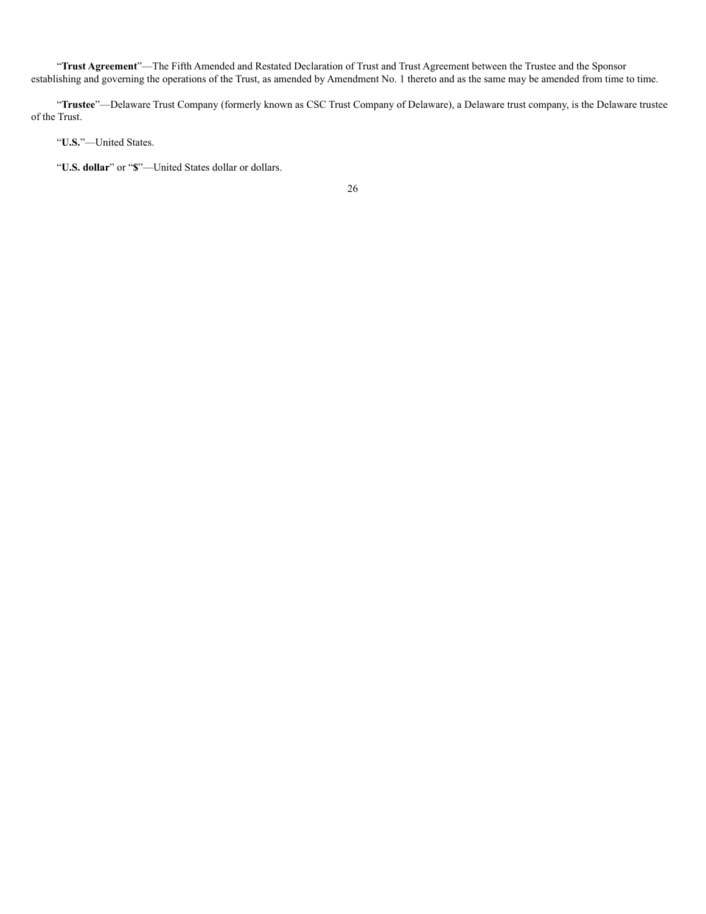"**Trust Agreement**"—The Fifth Amended and Restated Declaration of Trust and Trust Agreement between the Trustee and the Sponsor establishing and governing the operations of the Trust, as amended by Amendment No. 1 thereto and as the same may be amended from time to time.

"**Trustee**"—Delaware Trust Company (formerly known as CSC Trust Company of Delaware), a Delaware trust company, is the Delaware trustee of the Trust.

"**U.S.**"—United States.

"**U.S. dollar**" or "**$**"—United States dollar or dollars.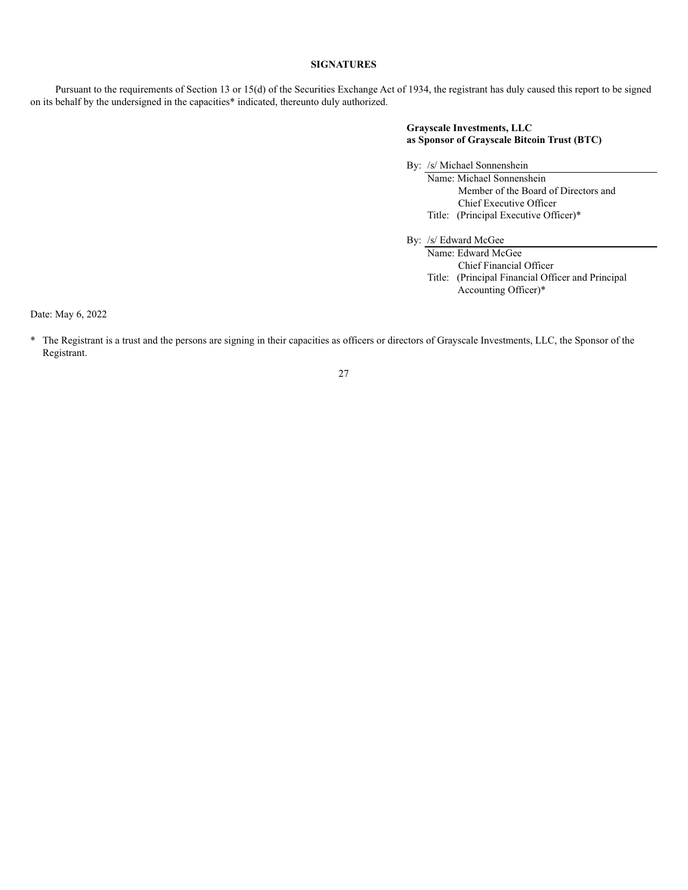## SIGNATURES

Pursuant to the requirements of Section 13 or 15(d) of the Securities Exchange Act of 1934, the registrant has duly caused this report to be signed on its behalf by the undersigned in the capacities* indicated, thereunto duly authorized.

**Grayscale Investments, LLC**
**as Sponsor of Grayscale Bitcoin Trust (BTC)**

By: /s/ Michael Sonnenshein
Name: Michael Sonnenshein
Member of the Board of Directors and
Chief Executive Officer
Title: (Principal Executive Officer)*

By: /s/ Edward McGee
Name: Edward McGee
Chief Financial Officer
Title: (Principal Financial Officer and Principal Accounting Officer)*

Date: May 6, 2022

* The Registrant is a trust and the persons are signing in their capacities as officers or directors of Grayscale Investments, LLC, the Sponsor of the Registrant.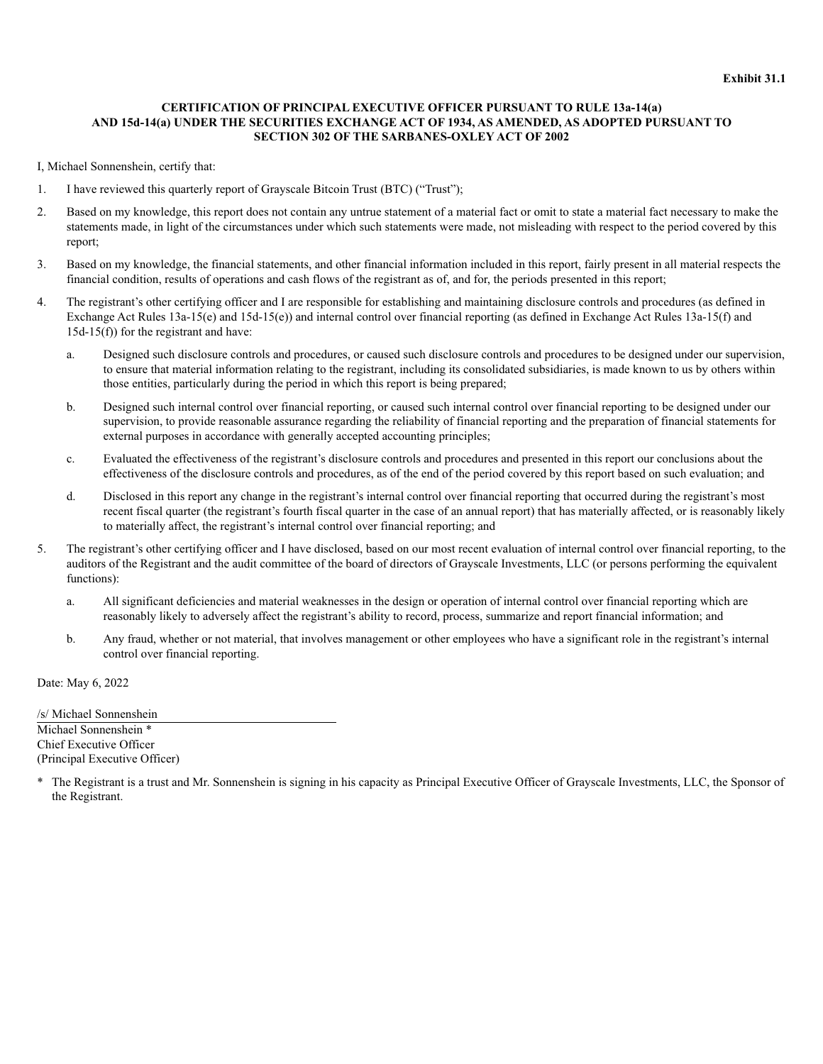**Exhibit 31.1**

**CERTIFICATION OF PRINCIPAL EXECUTIVE OFFICER PURSUANT TO RULE 13a-14(a) AND 15d-14(a) UNDER THE SECURITIES EXCHANGE ACT OF 1934, AS AMENDED, AS ADOPTED PURSUANT TO SECTION 302 OF THE SARBANES-OXLEY ACT OF 2002**

I, Michael Sonnenshein, certify that:

1. I have reviewed this quarterly report of Grayscale Bitcoin Trust (BTC) ("Trust");
2. Based on my knowledge, this report does not contain any untrue statement of a material fact or omit to state a material fact necessary to make the statements made, in light of the circumstances under which such statements were made, not misleading with respect to the period covered by this report;
3. Based on my knowledge, the financial statements, and other financial information included in this report, fairly present in all material respects the financial condition, results of operations and cash flows of the registrant as of, and for, the periods presented in this report;
4. The registrant's other certifying officer and I are responsible for establishing and maintaining disclosure controls and procedures (as defined in Exchange Act Rules 13a-15(e) and 15d-15(e)) and internal control over financial reporting (as defined in Exchange Act Rules 13a-15(f) and 15d-15(f)) for the registrant and have:
   a. Designed such disclosure controls and procedures, or caused such disclosure controls and procedures to be designed under our supervision, to ensure that material information relating to the registrant, including its consolidated subsidiaries, is made known to us by others within those entities, particularly during the period in which this report is being prepared;
   b. Designed such internal control over financial reporting, or caused such internal control over financial reporting to be designed under our supervision, to provide reasonable assurance regarding the reliability of financial reporting and the preparation of financial statements for external purposes in accordance with generally accepted accounting principles;
   c. Evaluated the effectiveness of the registrant's disclosure controls and procedures and presented in this report our conclusions about the effectiveness of the disclosure controls and procedures, as of the end of the period covered by this report based on such evaluation; and
   d. Disclosed in this report any change in the registrant's internal control over financial reporting that occurred during the registrant's most recent fiscal quarter (the registrant's fourth fiscal quarter in the case of an annual report) that has materially affected, or is reasonably likely to materially affect, the registrant's internal control over financial reporting; and
5. The registrant's other certifying officer and I have disclosed, based on our most recent evaluation of internal control over financial reporting, to the auditors of the Registrant and the audit committee of the board of directors of Grayscale Investments, LLC (or persons performing the equivalent functions):
   a. All significant deficiencies and material weaknesses in the design or operation of internal control over financial reporting which are reasonably likely to adversely affect the registrant's ability to record, process, summarize and report financial information; and
   b. Any fraud, whether or not material, that involves management or other employees who have a significant role in the registrant's internal control over financial reporting.

Date: May 6, 2022

/s/ Michael Sonnenshein
Michael Sonnenshein *
Chief Executive Officer
(Principal Executive Officer)

\* The Registrant is a trust and Mr. Sonnenshein is signing in his capacity as Principal Executive Officer of Grayscale Investments, LLC, the Sponsor of the Registrant.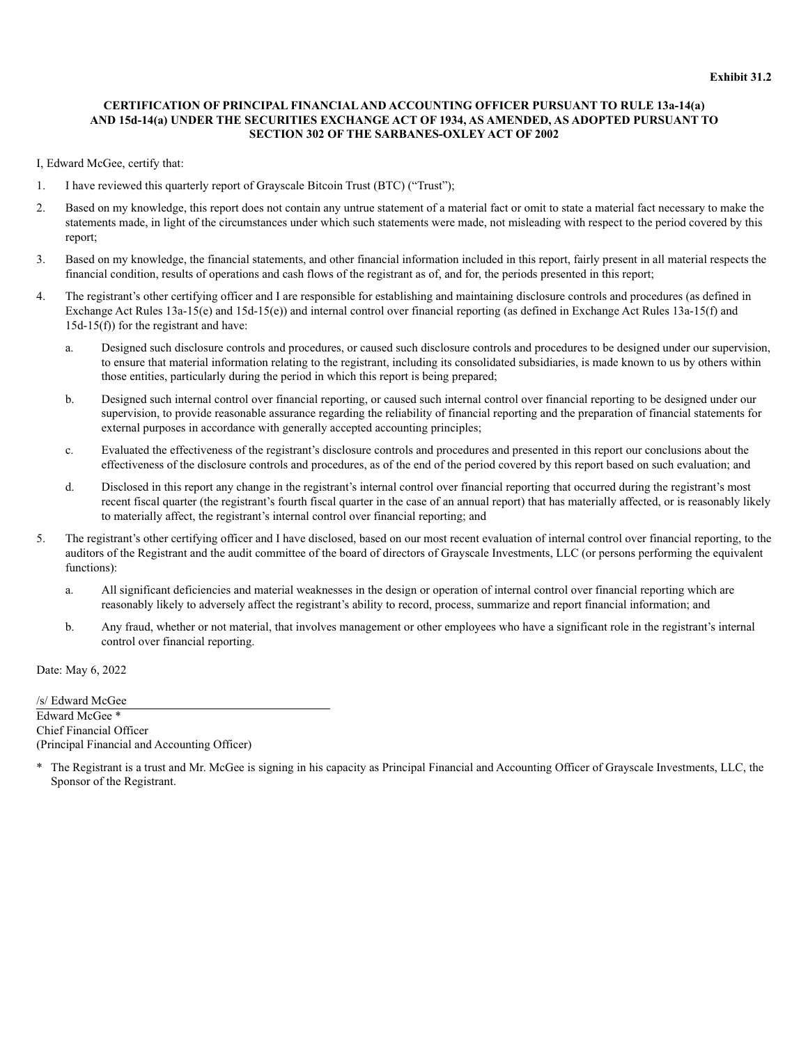**Exhibit 31.2**

**CERTIFICATION OF PRINCIPAL FINANCIAL AND ACCOUNTING OFFICER PURSUANT TO RULE 13a-14(a) AND 15d-14(a) UNDER THE SECURITIES EXCHANGE ACT OF 1934, AS AMENDED, AS ADOPTED PURSUANT TO SECTION 302 OF THE SARBANES-OXLEY ACT OF 2002**

I, Edward McGee, certify that:

1. I have reviewed this quarterly report of Grayscale Bitcoin Trust (BTC) ("Trust");

2. Based on my knowledge, this report does not contain any untrue statement of a material fact or omit to state a material fact necessary to make the statements made, in light of the circumstances under which such statements were made, not misleading with respect to the period covered by this report;

3. Based on my knowledge, the financial statements, and other financial information included in this report, fairly present in all material respects the financial condition, results of operations and cash flows of the registrant as of, and for, the periods presented in this report;

4. The registrant's other certifying officer and I are responsible for establishing and maintaining disclosure controls and procedures (as defined in Exchange Act Rules 13a-15(e) and 15d-15(e)) and internal control over financial reporting (as defined in Exchange Act Rules 13a-15(f) and 15d-15(f)) for the registrant and have:

   a. Designed such disclosure controls and procedures, or caused such disclosure controls and procedures to be designed under our supervision, to ensure that material information relating to the registrant, including its consolidated subsidiaries, is made known to us by others within those entities, particularly during the period in which this report is being prepared;

   b. Designed such internal control over financial reporting, or caused such internal control over financial reporting to be designed under our supervision, to provide reasonable assurance regarding the reliability of financial reporting and the preparation of financial statements for external purposes in accordance with generally accepted accounting principles;

   c. Evaluated the effectiveness of the registrant's disclosure controls and procedures and presented in this report our conclusions about the effectiveness of the disclosure controls and procedures, as of the end of the period covered by this report based on such evaluation; and

   d. Disclosed in this report any change in the registrant's internal control over financial reporting that occurred during the registrant's most recent fiscal quarter (the registrant's fourth fiscal quarter in the case of an annual report) that has materially affected, or is reasonably likely to materially affect, the registrant's internal control over financial reporting; and

5. The registrant's other certifying officer and I have disclosed, based on our most recent evaluation of internal control over financial reporting, to the auditors of the Registrant and the audit committee of the board of directors of Grayscale Investments, LLC (or persons performing the equivalent functions):

   a. All significant deficiencies and material weaknesses in the design or operation of internal control over financial reporting which are reasonably likely to adversely affect the registrant's ability to record, process, summarize and report financial information; and

   b. Any fraud, whether or not material, that involves management or other employees who have a significant role in the registrant's internal control over financial reporting.

Date: May 6, 2022

/s/ Edward McGee

Edward McGee *
Chief Financial Officer
(Principal Financial and Accounting Officer)

\* The Registrant is a trust and Mr. McGee is signing in his capacity as Principal Financial and Accounting Officer of Grayscale Investments, LLC, the Sponsor of the Registrant.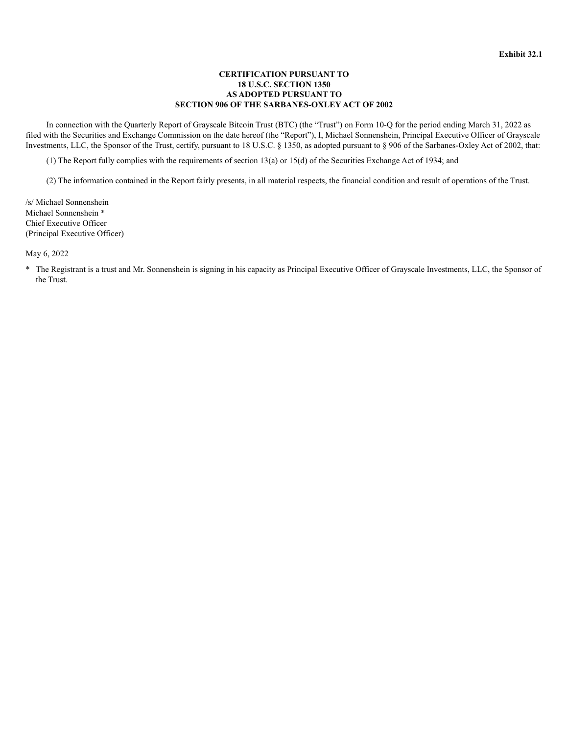**Exhibit 32.1**

**CERTIFICATION PURSUANT TO**
**18 U.S.C. SECTION 1350**
**AS ADOPTED PURSUANT TO**
**SECTION 906 OF THE SARBANES-OXLEY ACT OF 2002**

In connection with the Quarterly Report of Grayscale Bitcoin Trust (BTC) (the "Trust") on Form 10-Q for the period ending March 31, 2022 as filed with the Securities and Exchange Commission on the date hereof (the "Report"), I, Michael Sonnenshein, Principal Executive Officer of Grayscale Investments, LLC, the Sponsor of the Trust, certify, pursuant to 18 U.S.C. § 1350, as adopted pursuant to § 906 of the Sarbanes-Oxley Act of 2002, that:

(1) The Report fully complies with the requirements of section 13(a) or 15(d) of the Securities Exchange Act of 1934; and

(2) The information contained in the Report fairly presents, in all material respects, the financial condition and result of operations of the Trust.

/s/ Michael Sonnenshein
Michael Sonnenshein *
Chief Executive Officer
(Principal Executive Officer)

May 6, 2022

\* The Registrant is a trust and Mr. Sonnenshein is signing in his capacity as Principal Executive Officer of Grayscale Investments, LLC, the Sponsor of the Trust.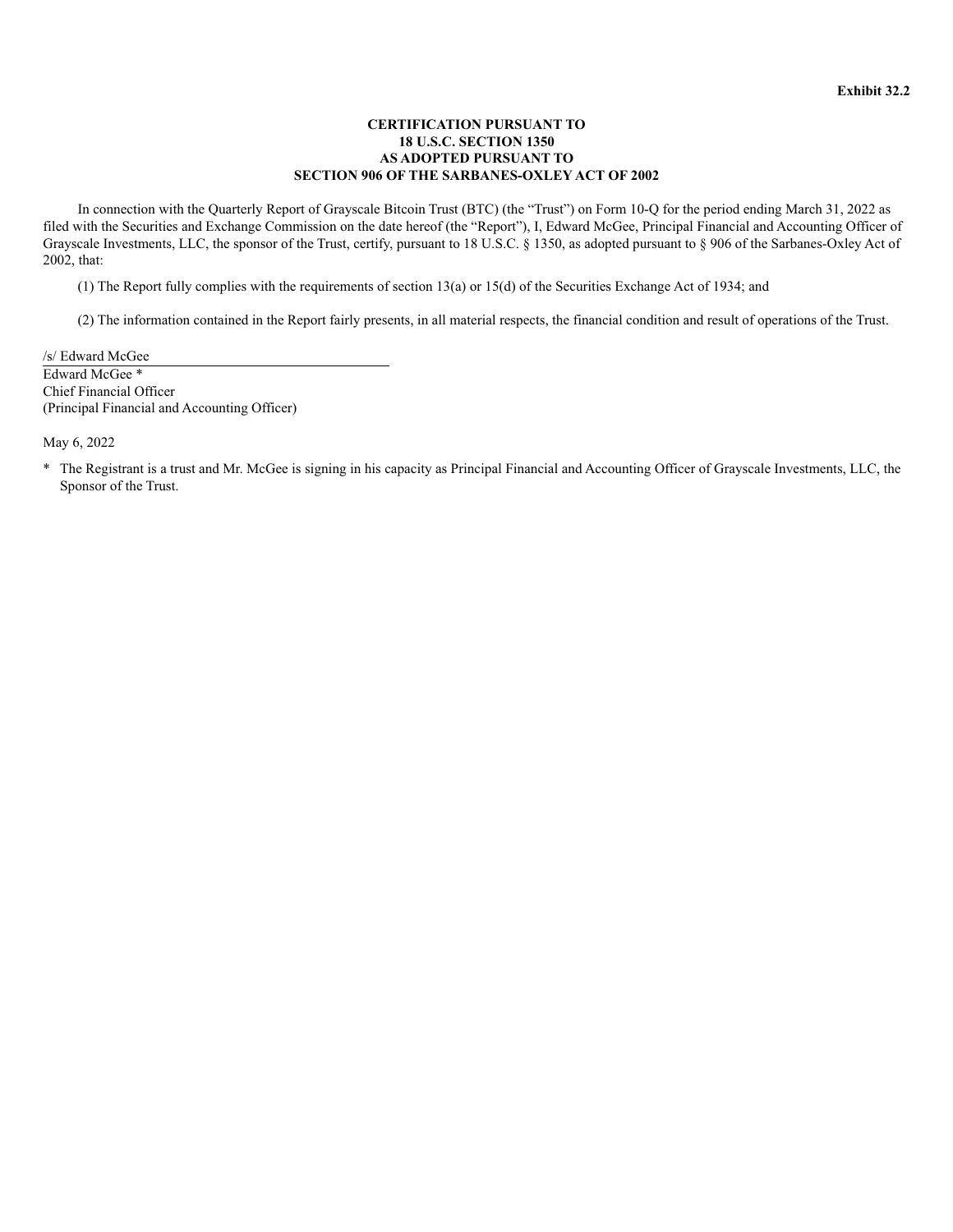**Exhibit 32.2**

**CERTIFICATION PURSUANT TO**
**18 U.S.C. SECTION 1350**
**AS ADOPTED PURSUANT TO**
**SECTION 906 OF THE SARBANES-OXLEY ACT OF 2002**

In connection with the Quarterly Report of Grayscale Bitcoin Trust (BTC) (the "Trust") on Form 10-Q for the period ending March 31, 2022 as filed with the Securities and Exchange Commission on the date hereof (the "Report"), I, Edward McGee, Principal Financial and Accounting Officer of Grayscale Investments, LLC, the sponsor of the Trust, certify, pursuant to 18 U.S.C. § 1350, as adopted pursuant to § 906 of the Sarbanes-Oxley Act of 2002, that:

(1) The Report fully complies with the requirements of section 13(a) or 15(d) of the Securities Exchange Act of 1934; and

(2) The information contained in the Report fairly presents, in all material respects, the financial condition and result of operations of the Trust.

/s/ Edward McGee
Edward McGee *
Chief Financial Officer
(Principal Financial and Accounting Officer)

May 6, 2022

\* The Registrant is a trust and Mr. McGee is signing in his capacity as Principal Financial and Accounting Officer of Grayscale Investments, LLC, the Sponsor of the Trust.